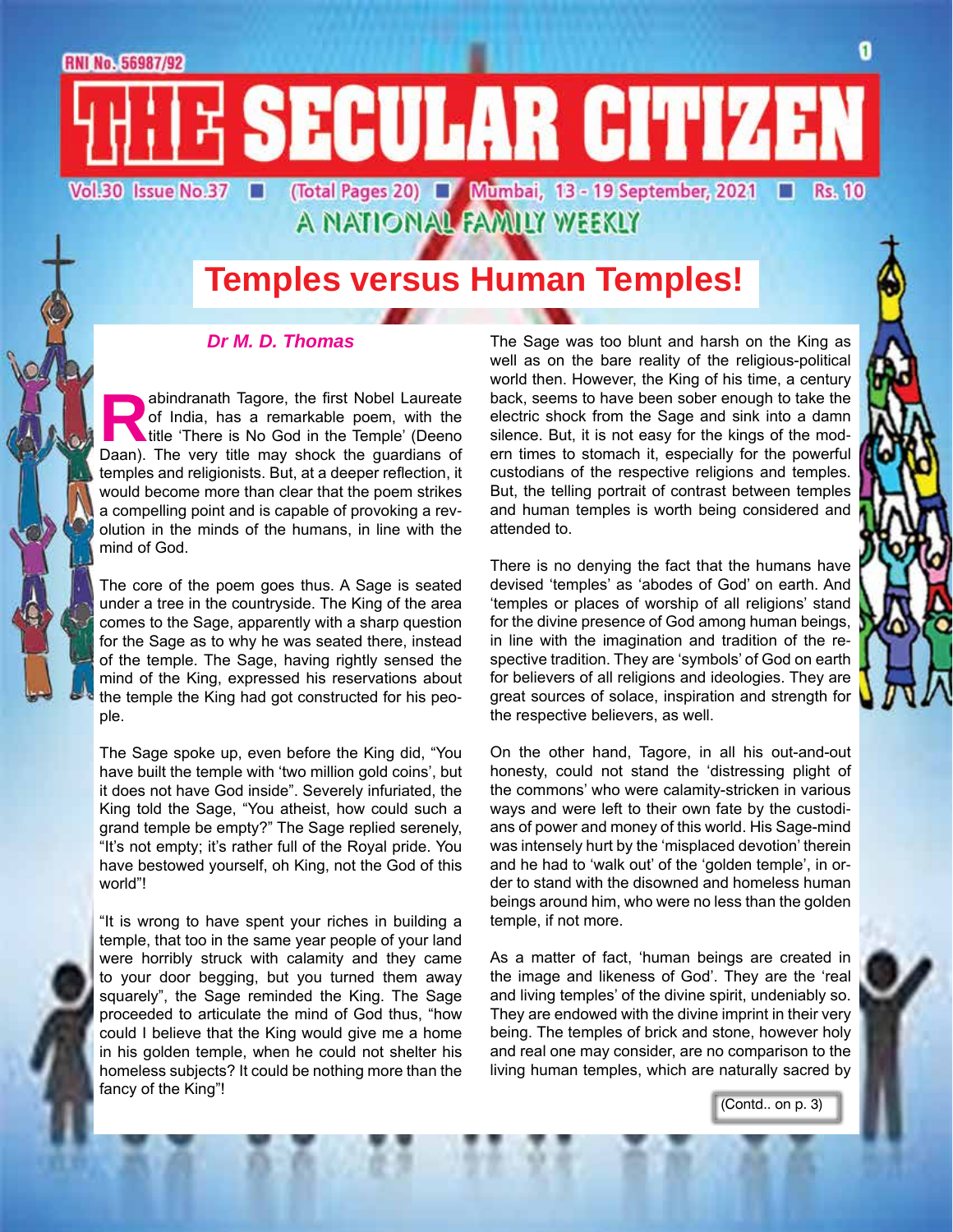RNI No. 56987/92

# THE SECULAR CITIZEN

Vol.30 Issue No.37 ■ (Total Pages 20) ■ Mumbai, 13 - 19 September, 2021 ■ Rs. 10

A NATIONAL FAMILY WEEKLY

## Temples versus Human Temples!

***Dr M. D. Thomas***

Rabindranath Tagore, the first Nobel Laureate of India, has a remarkable poem, with the title 'There is No God in the Temple' (Deeno Daan). The very title may shock the guardians of temples and religionists. But, at a deeper reflection, it would become more than clear that the poem strikes a compelling point and is capable of provoking a revolution in the minds of the humans, in line with the mind of God.

The core of the poem goes thus. A Sage is seated under a tree in the countryside. The King of the area comes to the Sage, apparently with a sharp question for the Sage as to why he was seated there, instead of the temple. The Sage, having rightly sensed the mind of the King, expressed his reservations about the temple the King had got constructed for his people.

The Sage spoke up, even before the King did, "You have built the temple with 'two million gold coins', but it does not have God inside". Severely infuriated, the King told the Sage, "You atheist, how could such a grand temple be empty?" The Sage replied serenely, "It's not empty; it's rather full of the Royal pride. You have bestowed yourself, oh King, not the God of this world"!

"It is wrong to have spent your riches in building a temple, that too in the same year people of your land were horribly struck with calamity and they came to your door begging, but you turned them away squarely", the Sage reminded the King. The Sage proceeded to articulate the mind of God thus, "how could I believe that the King would give me a home in his golden temple, when he could not shelter his homeless subjects? It could be nothing more than the fancy of the King"!

The Sage was too blunt and harsh on the King as well as on the bare reality of the religious-political world then. However, the King of his time, a century back, seems to have been sober enough to take the electric shock from the Sage and sink into a damn silence. But, it is not easy for the kings of the modern times to stomach it, especially for the powerful custodians of the respective religions and temples. But, the telling portrait of contrast between temples and human temples is worth being considered and attended to.

There is no denying the fact that the humans have devised 'temples' as 'abodes of God' on earth. And 'temples or places of worship of all religions' stand for the divine presence of God among human beings, in line with the imagination and tradition of the respective tradition. They are 'symbols' of God on earth for believers of all religions and ideologies. They are great sources of solace, inspiration and strength for the respective believers, as well.

On the other hand, Tagore, in all his out-and-out honesty, could not stand the 'distressing plight of the commons' who were calamity-stricken in various ways and were left to their own fate by the custodians of power and money of this world. His Sage-mind was intensely hurt by the 'misplaced devotion' therein and he had to 'walk out' of the 'golden temple', in order to stand with the disowned and homeless human beings around him, who were no less than the golden temple, if not more.

As a matter of fact, 'human beings are created in the image and likeness of God'. They are the 'real and living temples' of the divine spirit, undeniably so. They are endowed with the divine imprint in their very being. The temples of brick and stone, however holy and real one may consider, are no comparison to the living human temples, which are naturally sacred by

(Contd.. on p. 3)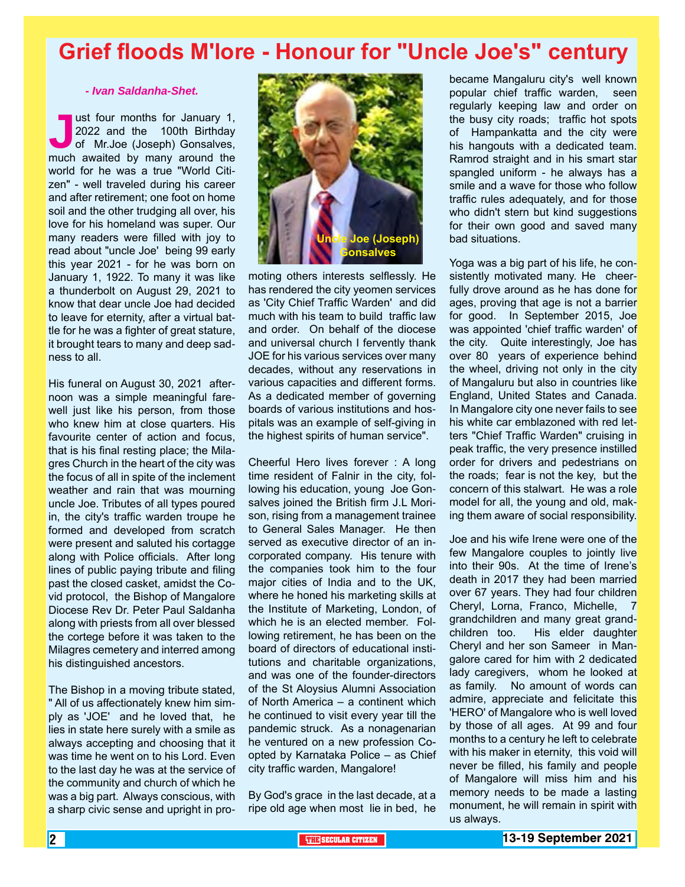# Grief floods M'lore - Honour for "Uncle Joe's" century

*- Ivan Saldanha-Shet.*

Just four months for January 1, 2022 and the 100th Birthday of Mr.Joe (Joseph) Gonsalves, much awaited by many around the world for he was a true "World Citizen" - well traveled during his career and after retirement; one foot on home soil and the other trudging all over, his love for his homeland was super. Our many readers were filled with joy to read about "uncle Joe" being 99 early this year 2021 - for he was born on January 1, 1922. To many it was like a thunderbolt on August 29, 2021 to know that dear uncle Joe had decided to leave for eternity, after a virtual battle for he was a fighter of great stature, it brought tears to many and deep sadness to all.

His funeral on August 30, 2021 afternoon was a simple meaningful farewell just like his person, from those who knew him at close quarters. His favourite center of action and focus, that is his final resting place; the Milagres Church in the heart of the city was the focus of all in spite of the inclement weather and rain that was mourning uncle Joe. Tributes of all types poured in, the city's traffic warden troupe he formed and developed from scratch were present and saluted his cortagge along with Police officials. After long lines of public paying tribute and filing past the closed casket, amidst the Covid protocol, the Bishop of Mangalore Diocese Rev Dr. Peter Paul Saldanha along with priests from all over blessed the cortege before it was taken to the Milagres cemetery and interred among his distinguished ancestors.

The Bishop in a moving tribute stated, " All of us affectionately knew him simply as 'JOE' and he loved that, he lies in state here surely with a smile as always accepting and choosing that it was time he went on to his Lord. Even to the last day he was at the service of the community and church of which he was a big part. Always conscious, with a sharp civic sense and upright in promoting others interests selflessly. He has rendered the city yeomen services as 'City Chief Traffic Warden' and did much with his team to build traffic law and order. On behalf of the diocese and universal church I fervently thank JOE for his various services over many decades, without any reservations in various capacities and different forms. As a dedicated member of governing boards of various institutions and hospitals was an example of self-giving in the highest spirits of human service".

Uncle Joe (Joseph) Gonsalves

Cheerful Hero lives forever : A long time resident of Falnir in the city, following his education, young Joe Gonsalves joined the British firm J.L Morison, rising from a management trainee to General Sales Manager. He then served as executive director of an incorporated company. His tenure with the companies took him to the four major cities of India and to the UK, where he honed his marketing skills at the Institute of Marketing, London, of which he is an elected member. Following retirement, he has been on the board of directors of educational institutions and charitable organizations, and was one of the founder-directors of the St Aloysius Alumni Association of North America – a continent which he continued to visit every year till the pandemic struck. As a nonagenarian he ventured on a new profession Co-opted by Karnataka Police – as Chief city traffic warden, Mangalore!

By God's grace in the last decade, at a ripe old age when most lie in bed, he became Mangaluru city's well known popular chief traffic warden, seen regularly keeping law and order on the busy city roads; traffic hot spots of Hampankatta and the city were his hangouts with a dedicated team. Ramrod straight and in his smart star spangled uniform - he always has a smile and a wave for those who follow traffic rules adequately, and for those who didn't stern but kind suggestions for their own good and saved many bad situations.

Yoga was a big part of his life, he consistently motivated many. He cheerfully drove around as he has done for ages, proving that age is not a barrier for good. In September 2015, Joe was appointed 'chief traffic warden' of the city. Quite interestingly, Joe has over 80 years of experience behind the wheel, driving not only in the city of Mangaluru but also in countries like England, United States and Canada. In Mangalore city one never fails to see his white car emblazoned with red letters "Chief Traffic Warden" cruising in peak traffic, the very presence instilled order for drivers and pedestrians on the roads; fear is not the key, but the concern of this stalwart. He was a role model for all, the young and old, making them aware of social responsibility.

Joe and his wife Irene were one of the few Mangalore couples to jointly live into their 90s. At the time of Irene's death in 2017 they had been married over 67 years. They had four children Cheryl, Lorna, Franco, Michelle, 7 grandchildren and many great grandchildren too. His elder daughter Cheryl and her son Sameer in Mangalore cared for him with 2 dedicated lady caregivers, whom he looked at as family. No amount of words can admire, appreciate and felicitate this 'HERO' of Mangalore who is well loved by those of all ages. At 99 and four months to a century he left to celebrate with his maker in eternity, this void will never be filled, his family and people of Mangalore will miss him and his memory needs to be made a lasting monument, he will remain in spirit with us always.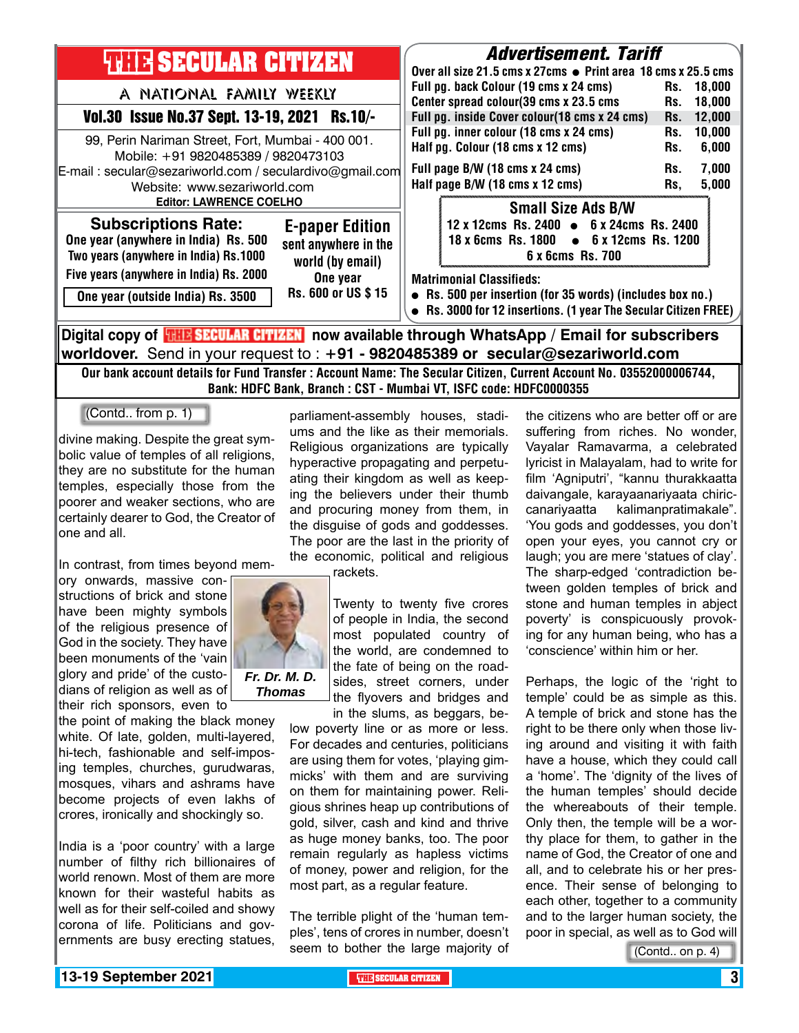# THE SECULAR CITIZEN

A NATIONAL FAMILY WEEKLY

**Vol.30 Issue No.37 Sept. 13-19, 2021 Rs.10/-**

99, Perin Nariman Street, Fort, Mumbai - 400 001.
Mobile: +91 9820485389 / 9820473103
E-mail : secular@sezariworld.com / seculardivo@gmail.com
Website: www.sezariworld.com
**Editor: LAWRENCE COELHO**

## Subscriptions Rate:

**One year (anywhere in India) Rs. 500**
**Two years (anywhere in India) Rs.1000**
**Five years (anywhere in India) Rs. 2000**
**One year (outside India) Rs. 3500**

## E-paper Edition

**sent anywhere in the world (by email)**
**One year**
**Rs. 600 or US $ 15**

## Advertisement. Tariff

**Over all size 21.5 cms x 27cms ● Print area 18 cms x 25.5 cms**

| | |
|---|---|
| Full pg. back Colour (19 cms x 24 cms) | Rs. 18,000 |
| Center spread colour(39 cms x 23.5 cms | Rs. 18,000 |
| Full pg. inside Cover colour(18 cms x 24 cms) | Rs. 12,000 |
| Full pg. inner colour (18 cms x 24 cms) | Rs. 10,000 |
| Half pg. Colour (18 cms x 12 cms) | Rs. 6,000 |
| Full page B/W (18 cms x 24 cms) | Rs. 7,000 |
| Half page B/W (18 cms x 12 cms) | Rs, 5,000 |

### Small Size Ads B/W

**12 x 12cms Rs. 2400 ● 6 x 24cms Rs. 2400**
**18 x 6cms Rs. 1800 ● 6 x 12cms Rs. 1200**
**6 x 6cms Rs. 700**

**Matrimonial Classifieds:**
- **Rs. 500 per insertion (for 35 words) (includes box no.)**
- **Rs. 3000 for 12 insertions. (1 year The Secular Citizen FREE)**

**Digital copy of THE SECULAR CITIZEN now available through WhatsApp / Email for subscribers worldover.** Send in your request to : **+91 - 9820485389 or secular@sezariworld.com**

**Our bank account details for Fund Transfer : Account Name: The Secular Citizen, Current Account No. 03552000006744, Bank: HDFC Bank, Branch : CST - Mumbai VT, ISFC code: HDFC0000355**

---

(Contd.. from p. 1)

divine making. Despite the great symbolic value of temples of all religions, they are no substitute for the human temples, especially those from the poorer and weaker sections, who are certainly dearer to God, the Creator of one and all.

In contrast, from times beyond memory onwards, massive constructions of brick and stone have been mighty symbols of the religious presence of God in the society. They have been monuments of the 'vain glory and pride' of the custodians of religion as well as of their rich sponsors, even to the point of making the black money white. Of late, golden, multi-layered, hi-tech, fashionable and self-imposing temples, churches, gurudwaras, mosques, vihars and ashrams have become projects of even lakhs of crores, ironically and shockingly so.

*Fr. Dr. M. D. Thomas*

India is a 'poor country' with a large number of filthy rich billionaires of world renown. Most of them are more known for their wasteful habits as well as for their self-coiled and showy corona of life. Politicians and governments are busy erecting statues, parliament-assembly houses, stadiums and the like as their memorials. Religious organizations are typically hyperactive propagating and perpetuating their kingdom as well as keeping the believers under their thumb and procuring money from them, in the disguise of gods and goddesses. The poor are the last in the priority of the economic, political and religious rackets.

Twenty to twenty five crores of people in India, the second most populated country of the world, are condemned to the fate of being on the roadsides, street corners, under the flyovers and bridges and in the slums, as beggars, below poverty line or as more or less. For decades and centuries, politicians are using them for votes, 'playing gimmicks' with them and are surviving on them for maintaining power. Religious shrines heap up contributions of gold, silver, cash and kind and thrive as huge money banks, too. The poor remain regularly as hapless victims of money, power and religion, for the most part, as a regular feature.

The terrible plight of the 'human temples', tens of crores in number, doesn't seem to bother the large majority of the citizens who are better off or are suffering from riches. No wonder, Vayalar Ramavarma, a celebrated lyricist in Malayalam, had to write for film 'Agniputri', "kannu thurakkaatta daivangale, karayaanariyaata chiriccanariyaatta kalimanpratimakale". 'You gods and goddesses, you don't open your eyes, you cannot cry or laugh; you are mere 'statues of clay'. The sharp-edged 'contradiction between golden temples of brick and stone and human temples in abject poverty' is conspicuously provoking for any human being, who has a 'conscience' within him or her.

Perhaps, the logic of the 'right to temple' could be as simple as this. A temple of brick and stone has the right to be there only when those living around and visiting it with faith have a house, which they could call a 'home'. The 'dignity of the lives of the human temples' should decide the whereabouts of their temple. Only then, the temple will be a worthy place for them, to gather in the name of God, the Creator of one and all, and to celebrate his or her presence. Their sense of belonging to each other, together to a community and to the larger human society, the poor in special, as well as to God will

(Contd.. on p. 4)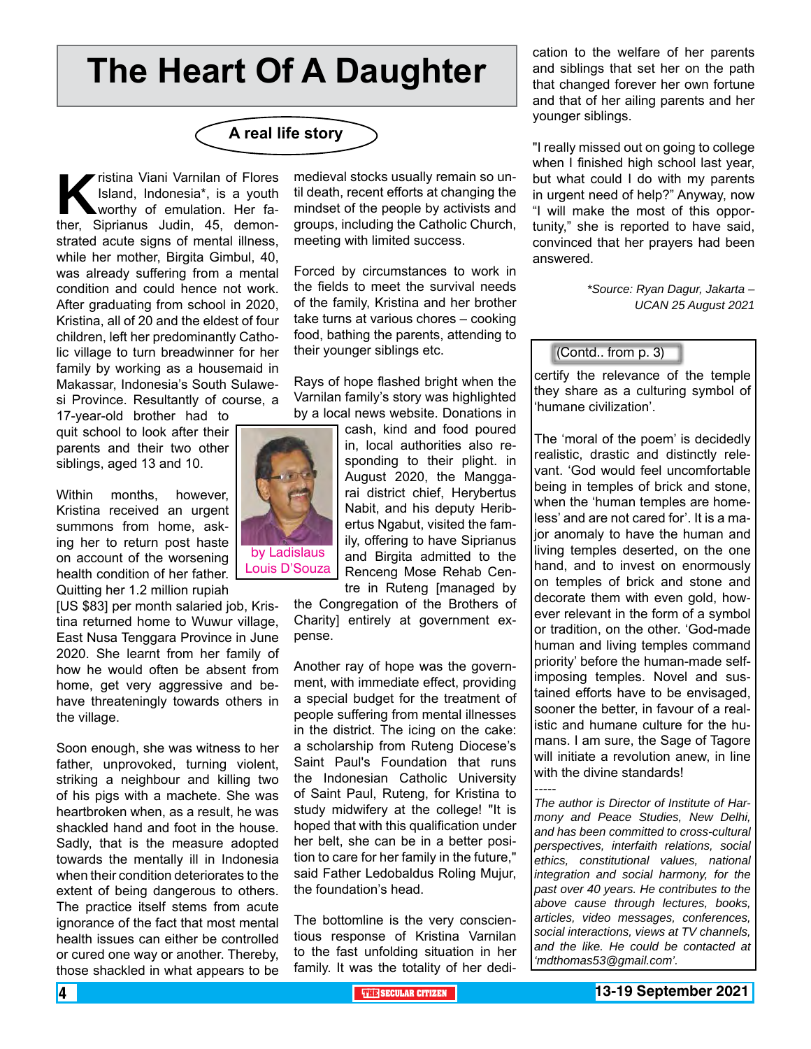# The Heart Of A Daughter

**A real life story**

by Ladislaus Louis D'Souza

Kristina Viani Varnilan of Flores Island, Indonesia*, is a youth worthy of emulation. Her father, Siprianus Judin, 45, demonstrated acute signs of mental illness, while her mother, Birgita Gimbul, 40, was already suffering from a mental condition and could hence not work. After graduating from school in 2020, Kristina, all of 20 and the eldest of four children, left her predominantly Catholic village to turn breadwinner for her family by working as a housemaid in Makassar, Indonesia's South Sulawesi Province. Resultantly of course, a 17-year-old brother had to quit school to look after their parents and their two other siblings, aged 13 and 10.

Within months, however, Kristina received an urgent summons from home, asking her to return post haste on account of the worsening health condition of her father. Quitting her 1.2 million rupiah [US $83] per month salaried job, Kristina returned home to Wuwur village, East Nusa Tenggara Province in June 2020. She learnt from her family of how he would often be absent from home, get very aggressive and behave threateningly towards others in the village.

Soon enough, she was witness to her father, unprovoked, turning violent, striking a neighbour and killing two of his pigs with a machete. She was heartbroken when, as a result, he was shackled hand and foot in the house. Sadly, that is the measure adopted towards the mentally ill in Indonesia when their condition deteriorates to the extent of being dangerous to others. The practice itself stems from acute ignorance of the fact that most mental health issues can either be controlled or cured one way or another. Thereby, those shackled in what appears to be medieval stocks usually remain so until death, recent efforts at changing the mindset of the people by activists and groups, including the Catholic Church, meeting with limited success.

Forced by circumstances to work in the fields to meet the survival needs of the family, Kristina and her brother take turns at various chores – cooking food, bathing the parents, attending to their younger siblings etc.

Rays of hope flashed bright when the Varnilan family's story was highlighted by a local news website. Donations in cash, kind and food poured in, local authorities also responding to their plight. in August 2020, the Manggarai district chief, Herybertus Nabit, and his deputy Heribertus Ngabut, visited the family, offering to have Siprianus and Birgita admitted to the Renceng Mose Rehab Centre in Ruteng [managed by the Congregation of the Brothers of Charity] entirely at government expense.

Another ray of hope was the government, with immediate effect, providing a special budget for the treatment of people suffering from mental illnesses in the district. The icing on the cake: a scholarship from Ruteng Diocese's Saint Paul's Foundation that runs the Indonesian Catholic University of Saint Paul, Ruteng, for Kristina to study midwifery at the college! "It is hoped that with this qualification under her belt, she can be in a better position to care for her family in the future," said Father Ledobaldus Roling Mujur, the foundation's head.

The bottomline is the very conscientious response of Kristina Varnilan to the fast unfolding situation in her family. It was the totality of her dedication to the welfare of her parents and siblings that set her on the path that changed forever her own fortune and that of her ailing parents and her younger siblings.

"I really missed out on going to college when I finished high school last year, but what could I do with my parents in urgent need of help?" Anyway, now "I will make the most of this opportunity," she is reported to have said, convinced that her prayers had been answered.

*\*Source: Ryan Dagur, Jakarta – UCAN 25 August 2021*

---

(Contd.. from p. 3)

certify the relevance of the temple they share as a culturing symbol of 'humane civilization'.

The 'moral of the poem' is decidedly realistic, drastic and distinctly relevant. 'God would feel uncomfortable being in temples of brick and stone, when the 'human temples are homeless' and are not cared for'. It is a major anomaly to have the human and living temples deserted, on the one hand, and to invest on enormously on temples of brick and stone and decorate them with even gold, however relevant in the form of a symbol or tradition, on the other. 'God-made human and living temples command priority' before the human-made self-imposing temples. Novel and sustained efforts have to be envisaged, sooner the better, in favour of a realistic and humane culture for the humans. I am sure, the Sage of Tagore will initiate a revolution anew, in line with the divine standards!

-----

*The author is Director of Institute of Harmony and Peace Studies, New Delhi, and has been committed to cross-cultural perspectives, interfaith relations, social ethics, constitutional values, national integration and social harmony, for the past over 40 years. He contributes to the above cause through lectures, books, articles, video messages, conferences, social interactions, views at TV channels, and the like. He could be contacted at 'mdthomas53@gmail.com'.*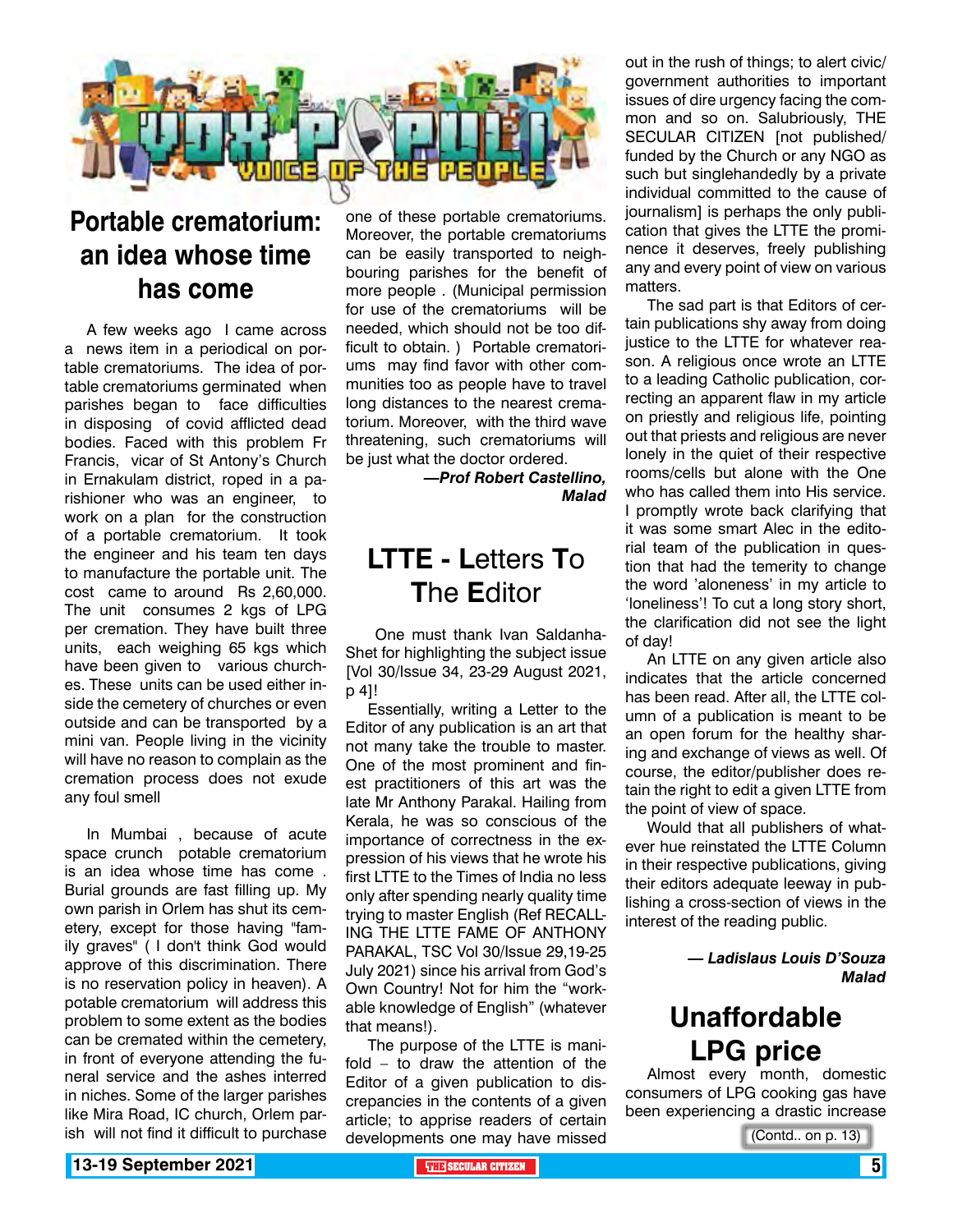# VOX POPULI – VOICE OF THE PEOPLE

## Portable crematorium: an idea whose time has come

A few weeks ago I came across a news item in a periodical on portable crematoriums. The idea of portable crematoriums germinated when parishes began to face difficulties in disposing of covid afflicted dead bodies. Faced with this problem Fr Francis, vicar of St Antony's Church in Ernakulam district, roped in a parishioner who was an engineer, to work on a plan for the construction of a portable crematorium. It took the engineer and his team ten days to manufacture the portable unit. The cost came to around Rs 2,60,000. The unit consumes 2 kgs of LPG per cremation. They have built three units, each weighing 65 kgs which have been given to various churches. These units can be used either inside the cemetery of churches or even outside and can be transported by a mini van. People living in the vicinity will have no reason to complain as the cremation process does not exude any foul smell

In Mumbai , because of acute space crunch potable crematorium is an idea whose time has come . Burial grounds are fast filling up. My own parish in Orlem has shut its cemetery, except for those having "family graves" ( I don't think God would approve of this discrimination. There is no reservation policy in heaven). A potable crematorium will address this problem to some extent as the bodies can be cremated within the cemetery, in front of everyone attending the funeral service and the ashes interred in niches. Some of the larger parishes like Mira Road, IC church, Orlem parish will not find it difficult to purchase one of these portable crematoriums. Moreover, the portable crematoriums can be easily transported to neighbouring parishes for the benefit of more people . (Municipal permission for use of the crematoriums will be needed, which should not be too difficult to obtain. ) Portable crematoriums may find favor with other communities too as people have to travel long distances to the nearest crematorium. Moreover, with the third wave threatening, such crematoriums will be just what the doctor ordered.

***—Prof Robert Castellino, Malad***

## LTTE - Letters To The Editor

One must thank Ivan Saldanha-Shet for highlighting the subject issue [Vol 30/Issue 34, 23-29 August 2021, p 4]!

Essentially, writing a Letter to the Editor of any publication is an art that not many take the trouble to master. One of the most prominent and finest practitioners of this art was the late Mr Anthony Parakal. Hailing from Kerala, he was so conscious of the importance of correctness in the expression of his views that he wrote his first LTTE to the Times of India no less only after spending nearly quality time trying to master English (Ref RECALLING THE LTTE FAME OF ANTHONY PARAKAL, TSC Vol 30/Issue 29,19-25 July 2021) since his arrival from God's Own Country! Not for him the "workable knowledge of English" (whatever that means!).

The purpose of the LTTE is manifold – to draw the attention of the Editor of a given publication to discrepancies in the contents of a given article; to apprise readers of certain developments one may have missed out in the rush of things; to alert civic/government authorities to important issues of dire urgency facing the common and so on. Salubriously, THE SECULAR CITIZEN [not published/funded by the Church or any NGO as such but singlehandedly by a private individual committed to the cause of journalism] is perhaps the only publication that gives the LTTE the prominence it deserves, freely publishing any and every point of view on various matters.

The sad part is that Editors of certain publications shy away from doing justice to the LTTE for whatever reason. A religious once wrote an LTTE to a leading Catholic publication, correcting an apparent flaw in my article on priestly and religious life, pointing out that priests and religious are never lonely in the quiet of their respective rooms/cells but alone with the One who has called them into His service. I promptly wrote back clarifying that it was some smart Alec in the editorial team of the publication in question that had the temerity to change the word 'aloneness' in my article to 'loneliness'! To cut a long story short, the clarification did not see the light of day!

An LTTE on any given article also indicates that the article concerned has been read. After all, the LTTE column of a publication is meant to be an open forum for the healthy sharing and exchange of views as well. Of course, the editor/publisher does retain the right to edit a given LTTE from the point of view of space.

Would that all publishers of whatever hue reinstated the LTTE Column in their respective publications, giving their editors adequate leeway in publishing a cross-section of views in the interest of the reading public.

***— Ladislaus Louis D'Souza Malad***

## Unaffordable LPG price

Almost every month, domestic consumers of LPG cooking gas have been experiencing a drastic increase

(Contd.. on p. 13)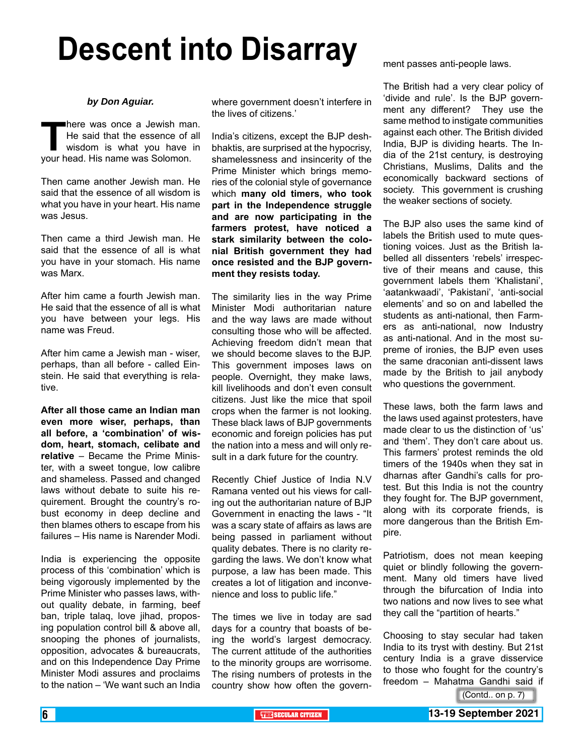# Descent into Disarray

***by Don Aguiar.***

There was once a Jewish man. He said that the essence of all wisdom is what you have in your head. His name was Solomon.

Then came another Jewish man. He said that the essence of all wisdom is what you have in your heart. His name was Jesus.

Then came a third Jewish man. He said that the essence of all is what you have in your stomach. His name was Marx.

After him came a fourth Jewish man. He said that the essence of all is what you have between your legs. His name was Freud.

After him came a Jewish man - wiser, perhaps, than all before - called Einstein. He said that everything is relative.

**After all those came an Indian man even more wiser, perhaps, than all before, a 'combination' of wisdom, heart, stomach, celibate and relative** – Became the Prime Minister, with a sweet tongue, low calibre and shameless. Passed and changed laws without debate to suite his requirement. Brought the country's robust economy in deep decline and then blames others to escape from his failures – His name is Narender Modi.

India is experiencing the opposite process of this 'combination' which is being vigorously implemented by the Prime Minister who passes laws, without quality debate, in farming, beef ban, triple talaq, love jihad, proposing population control bill & above all, snooping the phones of journalists, opposition, advocates & bureaucrats, and on this Independence Day Prime Minister Modi assures and proclaims to the nation – 'We want such an India where government doesn't interfere in the lives of citizens.'

India's citizens, except the BJP deshbhaktis, are surprised at the hypocrisy, shamelessness and insincerity of the Prime Minister which brings memories of the colonial style of governance which **many old timers, who took part in the Independence struggle and are now participating in the farmers protest, have noticed a stark similarity between the colonial British government they had once resisted and the BJP government they resists today.**

The similarity lies in the way Prime Minister Modi authoritarian nature and the way laws are made without consulting those who will be affected. Achieving freedom didn't mean that we should become slaves to the BJP. This government imposes laws on people. Overnight, they make laws, kill livelihoods and don't even consult citizens. Just like the mice that spoil crops when the farmer is not looking. These black laws of BJP governments economic and foreign policies has put the nation into a mess and will only result in a dark future for the country.

Recently Chief Justice of India N.V Ramana vented out his views for calling out the authoritarian nature of BJP Government in enacting the laws - "It was a scary state of affairs as laws are being passed in parliament without quality debates. There is no clarity regarding the laws. We don't know what purpose, a law has been made. This creates a lot of litigation and inconvenience and loss to public life."

The times we live in today are sad days for a country that boasts of being the world's largest democracy. The current attitude of the authorities to the minority groups are worrisome. The rising numbers of protests in the country show how often the government passes anti-people laws.

The British had a very clear policy of 'divide and rule'. Is the BJP government any different? They use the same method to instigate communities against each other. The British divided India, BJP is dividing hearts. The India of the 21st century, is destroying Christians, Muslims, Dalits and the economically backward sections of society. This government is crushing the weaker sections of society.

The BJP also uses the same kind of labels the British used to mute questioning voices. Just as the British labelled all dissenters 'rebels' irrespective of their means and cause, this government labels them 'Khalistani', 'aatankwaadi', 'Pakistani', 'anti-social elements' and so on and labelled the students as anti-national, then Farmers as anti-national, now Industry as anti-national. And in the most supreme of ironies, the BJP even uses the same draconian anti-dissent laws made by the British to jail anybody who questions the government.

These laws, both the farm laws and the laws used against protesters, have made clear to us the distinction of 'us' and 'them'. They don't care about us. This farmers' protest reminds the old timers of the 1940s when they sat in dharnas after Gandhi's calls for protest. But this India is not the country they fought for. The BJP government, along with its corporate friends, is more dangerous than the British Empire.

Patriotism, does not mean keeping quiet or blindly following the government. Many old timers have lived through the bifurcation of India into two nations and now lives to see what they call the "partition of hearts."

Choosing to stay secular had taken India to its tryst with destiny. But 21st century India is a grave disservice to those who fought for the country's freedom – Mahatma Gandhi said if

(Contd.. on p. 7)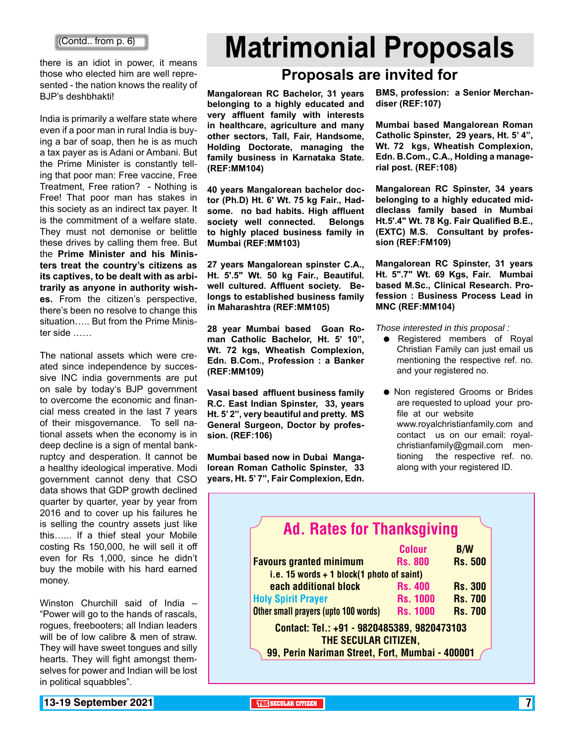(Contd.. from p. 6)

there is an idiot in power, it means those who elected him are well represented - the nation knows the reality of BJP's deshbhakti!

India is primarily a welfare state where even if a poor man in rural India is buying a bar of soap, then he is as much a tax payer as is Adani or Ambani. But the Prime Minister is constantly telling that poor man: Free vaccine, Free Treatment, Free ration? - Nothing is Free! That poor man has stakes in this society as an indirect tax payer. It is the commitment of a welfare state. They must not demonise or belittle these drives by calling them free. But the **Prime Minister and his Ministers treat the country's citizens as its captives, to be dealt with as arbitrarily as anyone in authority wishes.** From the citizen's perspective, there's been no resolve to change this situation….. But from the Prime Minister side ……

The national assets which were created since independence by successive INC india governments are put on sale by today's BJP government to overcome the economic and financial mess created in the last 7 years of their misgovernance. To sell national assets when the economy is in deep decline is a sign of mental bankruptcy and desperation. It cannot be a healthy ideological imperative. Modi government cannot deny that CSO data shows that GDP growth declined quarter by quarter, year by year from 2016 and to cover up his failures he is selling the country assets just like this…... If a thief steal your Mobile costing Rs 150,000, he will sell it off even for Rs 1,000, since he didn't buy the mobile with his hard earned money.

Winston Churchill said of India – "Power will go to the hands of rascals, rogues, freebooters; all Indian leaders will be of low calibre & men of straw. They will have sweet tongues and silly hearts. They will fight amongst themselves for power and Indian will be lost in political squabbles".

# Matrimonial Proposals

## Proposals are invited for

**Mangalorean RC Bachelor, 31 years belonging to a highly educated and very affluent family with interests in healthcare, agriculture and many other sectors, Tall, Fair, Handsome, Holding Doctorate, managing the family business in Karnataka State. (REF:MM104)**

**40 years Mangalorean bachelor doctor (Ph.D) Ht. 6' Wt. 75 kg Fair., Handsome. no bad habits. High affluent society well connected. Belongs to highly placed business family in Mumbai (REF:MM103)**

**27 years Mangalorean spinster C.A., Ht. 5'.5" Wt. 50 kg Fair., Beautiful. well cultured. Affluent society. Belongs to established business family in Maharashtra (REF:MM105)**

**28 year Mumbai based Goan Roman Catholic Bachelor, Ht. 5' 10", Wt. 72 kgs, Wheatish Complexion, Edn. B.Com., Profession : a Banker (REF:MM109)**

**Vasai based affluent business family R.C. East Indian Spinster, 33, years Ht. 5' 2", very beautiful and pretty. MS General Surgeon, Doctor by profession. (REF:106)**

**Mumbai based now in Dubai Mangalorean Roman Catholic Spinster, 33 years, Ht. 5' 7", Fair Complexion, Edn. BMS, profession: a Senior Merchandiser (REF:107)**

**Mumbai based Mangalorean Roman Catholic Spinster, 29 years, Ht. 5' 4", Wt. 72 kgs, Wheatish Complexion, Edn. B.Com., C.A., Holding a managerial post. (REF:108)**

**Mangalorean RC Spinster, 34 years belonging to a highly educated middleclass family based in Mumbai Ht.5'.4" Wt. 78 Kg. Fair Qualified B.E., (EXTC) M.S. Consultant by profession (REF:FM109)**

**Mangalorean RC Spinster, 31 years Ht. 5".7" Wt. 69 Kgs, Fair. Mumbai based M.Sc., Clinical Research. Profession : Business Process Lead in MNC (REF:MM104)**

*Those interested in this proposal :*

- Registered members of Royal Christian Family can just email us mentioning the respective ref. no. and your registered no.
- Non registered Grooms or Brides are requested to upload your profile at our website www.royalchristianfamily.com and contact us on our email: royalchristianfamily@gmail.com mentioning the respective ref. no. along with your registered ID.

## Ad. Rates for Thanksgiving

| | Colour | B/W |
|---|---|---|
| Favours granted minimum | Rs. 800 | Rs. 500 |
| i.e. 15 words + 1 block(1 photo of saint) | | |
| each additional block | Rs. 400 | Rs. 300 |
| Holy Spirit Prayer | Rs. 1000 | Rs. 700 |
| Other small prayers (upto 100 words) | Rs. 1000 | Rs. 700 |

Contact: Tel.: +91 - 9820485389, 9820473103
THE SECULAR CITIZEN,
99, Perin Nariman Street, Fort, Mumbai - 400001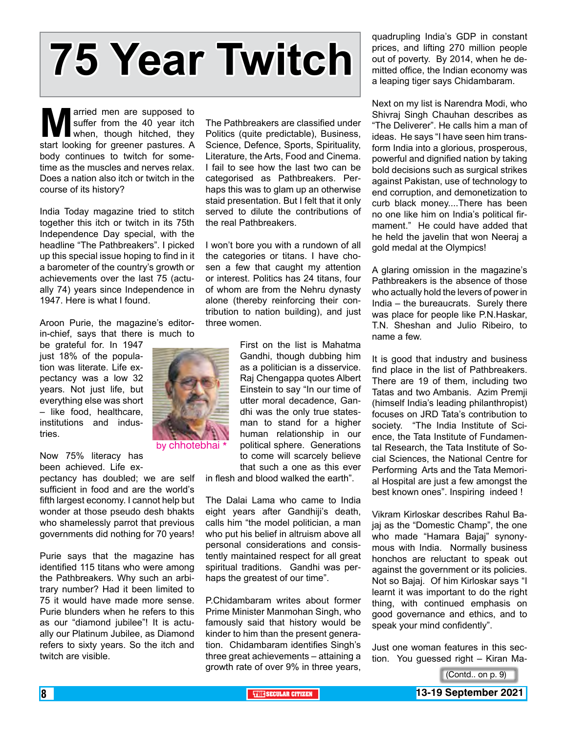# 75 Year Twitch

Married men are supposed to suffer from the 40 year itch when, though hitched, they start looking for greener pastures. A body continues to twitch for sometime as the muscles and nerves relax. Does a nation also itch or twitch in the course of its history?

India Today magazine tried to stitch together this itch or twitch in its 75th Independence Day special, with the headline "The Pathbreakers". I picked up this special issue hoping to find in it a barometer of the country's growth or achievements over the last 75 (actually 74) years since Independence in 1947. Here is what I found.

Aroon Purie, the magazine's editor-in-chief, says that there is much to be grateful for. In 1947 just 18% of the population was literate. Life expectancy was a low 32 years. Not just life, but everything else was short – like food, healthcare, institutions and industries.

by chhotebhai *

Now 75% literacy has been achieved. Life expectancy has doubled; we are self sufficient in food and are the world's fifth largest economy. I cannot help but wonder at those pseudo desh bhakts who shamelessly parrot that previous governments did nothing for 70 years!

Purie says that the magazine has identified 115 titans who were among the Pathbreakers. Why such an arbitrary number? Had it been limited to 75 it would have made more sense. Purie blunders when he refers to this as our "diamond jubilee"! It is actually our Platinum Jubilee, as Diamond refers to sixty years. So the itch and twitch are visible.

The Pathbreakers are classified under Politics (quite predictable), Business, Science, Defence, Sports, Spirituality, Literature, the Arts, Food and Cinema. I fail to see how the last two can be categorised as Pathbreakers. Perhaps this was to glam up an otherwise staid presentation. But I felt that it only served to dilute the contributions of the real Pathbreakers.

I won't bore you with a rundown of all the categories or titans. I have chosen a few that caught my attention or interest. Politics has 24 titans, four of whom are from the Nehru dynasty alone (thereby reinforcing their contribution to nation building), and just three women.

First on the list is Mahatma Gandhi, though dubbing him as a politician is a disservice. Raj Chengappa quotes Albert Einstein to say "In our time of utter moral decadence, Gandhi was the only true statesman to stand for a higher human relationship in our political sphere. Generations to come will scarcely believe that such a one as this ever in flesh and blood walked the earth".

The Dalai Lama who came to India eight years after Gandhiji's death, calls him "the model politician, a man who put his belief in altruism above all personal considerations and consistently maintained respect for all great spiritual traditions. Gandhi was perhaps the greatest of our time".

P.Chidambaram writes about former Prime Minister Manmohan Singh, who famously said that history would be kinder to him than the present generation. Chidambaram identifies Singh's three great achievements – attaining a growth rate of over 9% in three years, quadrupling India's GDP in constant prices, and lifting 270 million people out of poverty. By 2014, when he demitted office, the Indian economy was a leaping tiger says Chidambaram.

Next on my list is Narendra Modi, who Shivraj Singh Chauhan describes as "The Deliverer". He calls him a man of ideas. He says "I have seen him transform India into a glorious, prosperous, powerful and dignified nation by taking bold decisions such as surgical strikes against Pakistan, use of technology to end corruption, and demonetization to curb black money....There has been no one like him on India's political firmament." He could have added that he held the javelin that won Neeraj a gold medal at the Olympics!

A glaring omission in the magazine's Pathbreakers is the absence of those who actually hold the levers of power in India – the bureaucrats. Surely there was place for people like P.N.Haskar, T.N. Sheshan and Julio Ribeiro, to name a few.

It is good that industry and business find place in the list of Pathbreakers. There are 19 of them, including two Tatas and two Ambanis. Azim Premji (himself India's leading philanthropist) focuses on JRD Tata's contribution to society. "The India Institute of Science, the Tata Institute of Fundamental Research, the Tata Institute of Social Sciences, the National Centre for Performing Arts and the Tata Memorial Hospital are just a few amongst the best known ones". Inspiring indeed !

Vikram Kirloskar describes Rahul Bajaj as the "Domestic Champ", the one who made "Hamara Bajaj" synonymous with India. Normally business honchos are reluctant to speak out against the government or its policies. Not so Bajaj. Of him Kirloskar says "I learnt it was important to do the right thing, with continued emphasis on good governance and ethics, and to speak your mind confidently".

Just one woman features in this section. You guessed right – Kiran Ma-

(Contd.. on p. 9)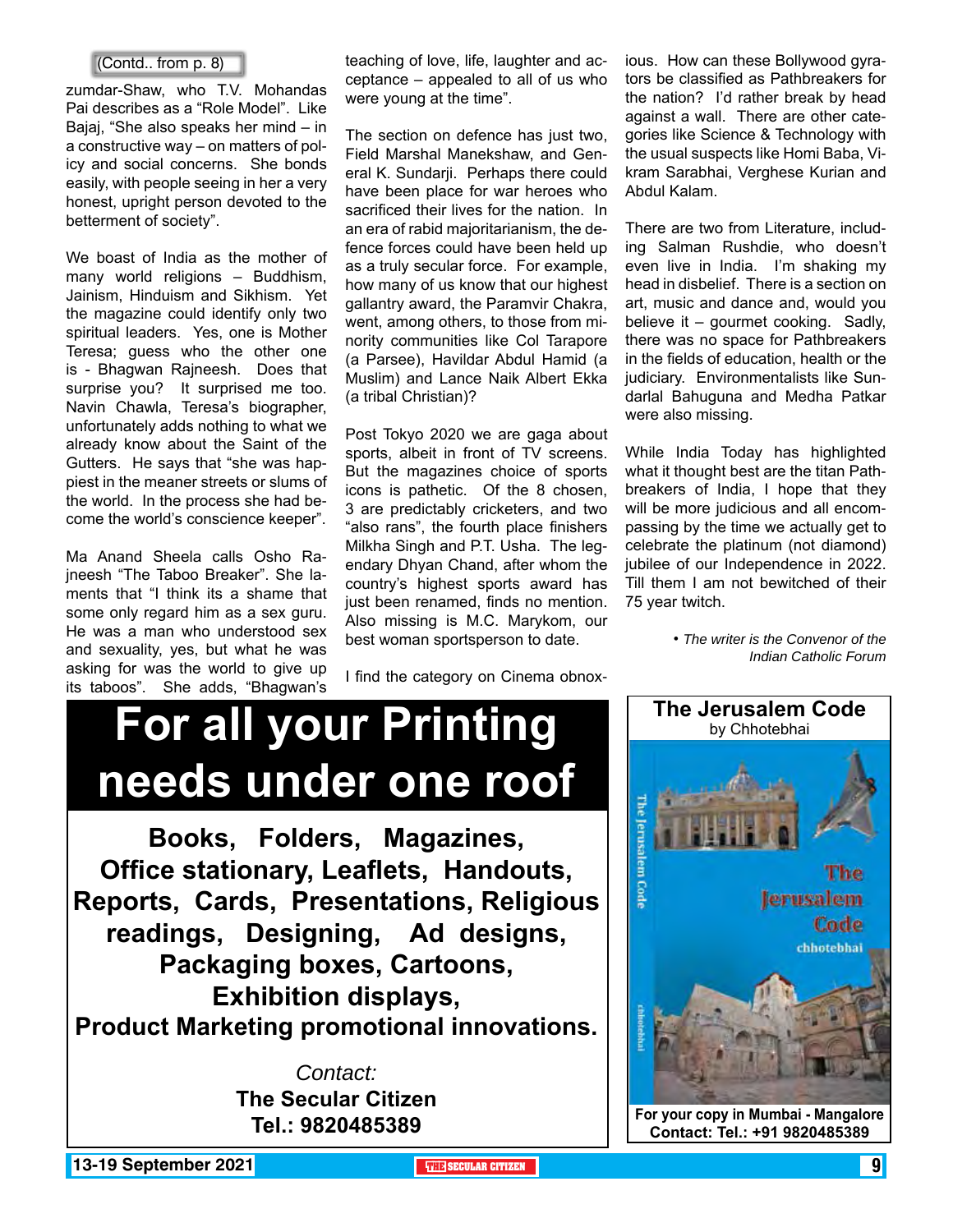(Contd.. from p. 8)

zumdar-Shaw, who T.V. Mohandas Pai describes as a "Role Model". Like Bajaj, "She also speaks her mind – in a constructive way – on matters of policy and social concerns. She bonds easily, with people seeing in her a very honest, upright person devoted to the betterment of society".

We boast of India as the mother of many world religions – Buddhism, Jainism, Hinduism and Sikhism. Yet the magazine could identify only two spiritual leaders. Yes, one is Mother Teresa; guess who the other one is - Bhagwan Rajneesh. Does that surprise you? It surprised me too. Navin Chawla, Teresa's biographer, unfortunately adds nothing to what we already know about the Saint of the Gutters. He says that "she was happiest in the meaner streets or slums of the world. In the process she had become the world's conscience keeper".

Ma Anand Sheela calls Osho Rajneesh "The Taboo Breaker". She laments that "I think its a shame that some only regard him as a sex guru. He was a man who understood sex and sexuality, yes, but what he was asking for was the world to give up its taboos". She adds, "Bhagwan's teaching of love, life, laughter and acceptance – appealed to all of us who were young at the time".

The section on defence has just two, Field Marshal Manekshaw, and General K. Sundarji. Perhaps there could have been place for war heroes who sacrificed their lives for the nation. In an era of rabid majoritarianism, the defence forces could have been held up as a truly secular force. For example, how many of us know that our highest gallantry award, the Paramvir Chakra, went, among others, to those from minority communities like Col Tarapore (a Parsee), Havildar Abdul Hamid (a Muslim) and Lance Naik Albert Ekka (a tribal Christian)?

Post Tokyo 2020 we are gaga about sports, albeit in front of TV screens. But the magazines choice of sports icons is pathetic. Of the 8 chosen, 3 are predictably cricketers, and two "also rans", the fourth place finishers Milkha Singh and P.T. Usha. The legendary Dhyan Chand, after whom the country's highest sports award has just been renamed, finds no mention. Also missing is M.C. Marykom, our best woman sportsperson to date.

I find the category on Cinema obnoxious. How can these Bollywood gyrators be classified as Pathbreakers for the nation? I'd rather break by head against a wall. There are other categories like Science & Technology with the usual suspects like Homi Baba, Vikram Sarabhai, Verghese Kurian and Abdul Kalam.

There are two from Literature, including Salman Rushdie, who doesn't even live in India. I'm shaking my head in disbelief. There is a section on art, music and dance and, would you believe it – gourmet cooking. Sadly, there was no space for Pathbreakers in the fields of education, health or the judiciary. Environmentalists like Sundarlal Bahuguna and Medha Patkar were also missing.

While India Today has highlighted what it thought best are the titan Pathbreakers of India, I hope that they will be more judicious and all encompassing by the time we actually get to celebrate the platinum (not diamond) jubilee of our Independence in 2022. Till them I am not bewitched of their 75 year twitch.

*• The writer is the Convenor of the Indian Catholic Forum*

# For all your Printing needs under one roof

**Books, Folders, Magazines, Office stationary, Leaflets, Handouts, Reports, Cards, Presentations, Religious readings, Designing, Ad designs, Packaging boxes, Cartoons, Exhibition displays, Product Marketing promotional innovations.**

*Contact:*
**The Secular Citizen**
**Tel.: 9820485389**

**The Jerusalem Code**
by Chhotebhai

The Jerusalem Code
chhotebhai

**For your copy in Mumbai - Mangalore Contact: Tel.: +91 9820485389**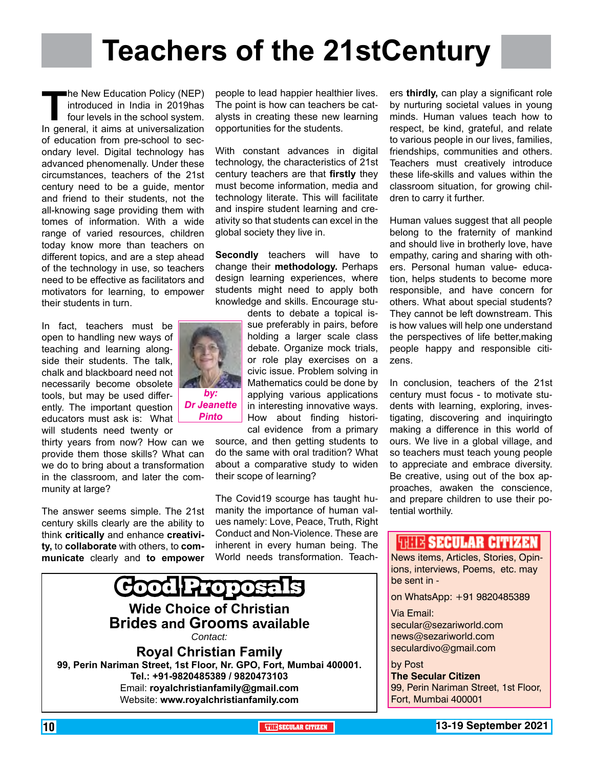# Teachers of the 21stCentury

*by: Dr Jeanette Pinto*

The New Education Policy (NEP) introduced in India in 2019has four levels in the school system. In general, it aims at universalization of education from pre-school to secondary level. Digital technology has advanced phenomenally. Under these circumstances, teachers of the 21st century need to be a guide, mentor and friend to their students, not the all-knowing sage providing them with tomes of information. With a wide range of varied resources, children today know more than teachers on different topics, and are a step ahead of the technology in use, so teachers need to be effective as facilitators and motivators for learning, to empower their students in turn.

In fact, teachers must be open to handling new ways of teaching and learning alongside their students. The talk, chalk and blackboard need not necessarily become obsolete tools, but may be used differently. The important question educators must ask is: What will students need twenty or thirty years from now? How can we provide them those skills? What can we do to bring about a transformation in the classroom, and later the community at large?

The answer seems simple. The 21st century skills clearly are the ability to think **critically** and enhance **creativity,** to **collaborate** with others, to **communicate** clearly and **to empower** people to lead happier healthier lives. The point is how can teachers be catalysts in creating these new learning opportunities for the students.

With constant advances in digital technology, the characteristics of 21st century teachers are that **firstly** they must become information, media and technology literate. This will facilitate and inspire student learning and creativity so that students can excel in the global society they live in.

**Secondly** teachers will have to change their **methodology.** Perhaps design learning experiences, where students might need to apply both knowledge and skills. Encourage students to debate a topical issue preferably in pairs, before holding a larger scale class debate. Organize mock trials, or role play exercises on a civic issue. Problem solving in Mathematics could be done by applying various applications in interesting innovative ways. How about finding historical evidence from a primary source, and then getting students to do the same with oral tradition? What about a comparative study to widen their scope of learning?

The Covid19 scourge has taught humanity the importance of human values namely: Love, Peace, Truth, Right Conduct and Non-Violence. These are inherent in every human being. The World needs transformation. Teachers **thirdly,** can play a significant role by nurturing societal values in young minds. Human values teach how to respect, be kind, grateful, and relate to various people in our lives, families, friendships, communities and others. Teachers must creatively introduce these life-skills and values within the classroom situation, for growing children to carry it further.

Human values suggest that all people belong to the fraternity of mankind and should live in brotherly love, have empathy, caring and sharing with others. Personal human value- education, helps students to become more responsible, and have concern for others. What about special students? They cannot be left downstream. This is how values will help one understand the perspectives of life better,making people happy and responsible citizens.

In conclusion, teachers of the 21st century must focus - to motivate students with learning, exploring, investigating, discovering and inquiringto making a difference in this world of ours. We live in a global village, and so teachers must teach young people to appreciate and embrace diversity. Be creative, using out of the box approaches, awaken the conscience, and prepare children to use their potential worthily.

---

## Good Proposals

**Wide Choice of Christian Brides and Grooms available**

*Contact:*

**Royal Christian Family**

**99, Perin Nariman Street, 1st Floor, Nr. GPO, Fort, Mumbai 400001.**

**Tel.: +91-9820485389 / 9820473103**

Email: **royalchristianfamily@gmail.com**

Website: **www.royalchristianfamily.com**

---

**THE SECULAR CITIZEN**

News items, Articles, Stories, Opinions, interviews, Poems, etc. may be sent in -

on WhatsApp: +91 9820485389

Via Email:
secular@sezariworld.com
news@sezariworld.com
seculardivo@gmail.com

by Post
**The Secular Citizen**
99, Perin Nariman Street, 1st Floor, Fort, Mumbai 400001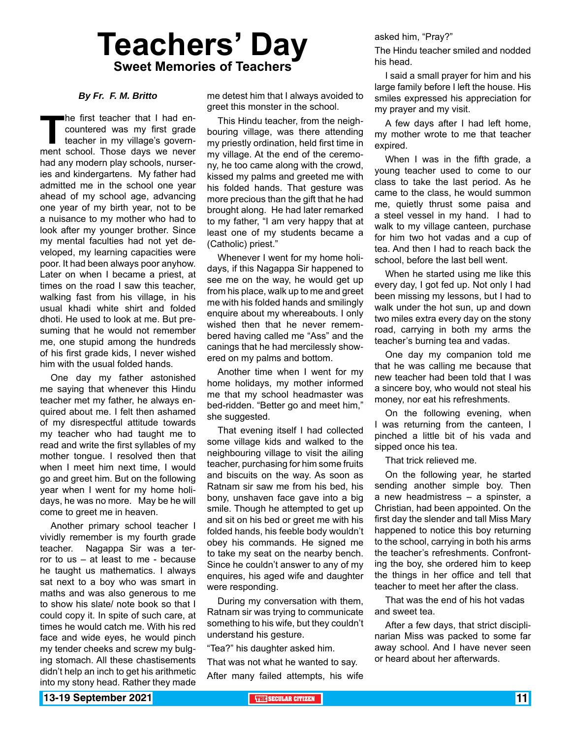# Teachers' Day

## Sweet Memories of Teachers

***By Fr. F. M. Britto***

The first teacher that I had encountered was my first grade teacher in my village's government school. Those days we never had any modern play schools, nurseries and kindergartens. My father had admitted me in the school one year ahead of my school age, advancing one year of my birth year, not to be a nuisance to my mother who had to look after my younger brother. Since my mental faculties had not yet developed, my learning capacities were poor. It had been always poor anyhow. Later on when I became a priest, at times on the road I saw this teacher, walking fast from his village, in his usual khadi white shirt and folded dhoti. He used to look at me. But presuming that he would not remember me, one stupid among the hundreds of his first grade kids, I never wished him with the usual folded hands.

One day my father astonished me saying that whenever this Hindu teacher met my father, he always enquired about me. I felt then ashamed of my disrespectful attitude towards my teacher who had taught me to read and write the first syllables of my mother tongue. I resolved then that when I meet him next time, I would go and greet him. But on the following year when I went for my home holidays, he was no more. May be he will come to greet me in heaven.

Another primary school teacher I vividly remember is my fourth grade teacher. Nagappa Sir was a terror to us – at least to me - because he taught us mathematics. I always sat next to a boy who was smart in maths and was also generous to me to show his slate/ note book so that I could copy it. In spite of such care, at times he would catch me. With his red face and wide eyes, he would pinch my tender cheeks and screw my bulging stomach. All these chastisements didn't help an inch to get his arithmetic into my stony head. Rather they made me detest him that I always avoided to greet this monster in the school.

This Hindu teacher, from the neighbouring village, was there attending my priestly ordination, held first time in my village. At the end of the ceremony, he too came along with the crowd, kissed my palms and greeted me with his folded hands. That gesture was more precious than the gift that he had brought along. He had later remarked to my father, "I am very happy that at least one of my students became a (Catholic) priest."

Whenever I went for my home holidays, if this Nagappa Sir happened to see me on the way, he would get up from his place, walk up to me and greet me with his folded hands and smilingly enquire about my whereabouts. I only wished then that he never remembered having called me "Ass" and the canings that he had mercilessly showered on my palms and bottom.

Another time when I went for my home holidays, my mother informed me that my school headmaster was bed-ridden. "Better go and meet him," she suggested.

That evening itself I had collected some village kids and walked to the neighbouring village to visit the ailing teacher, purchasing for him some fruits and biscuits on the way. As soon as Ratnam sir saw me from his bed, his bony, unshaven face gave into a big smile. Though he attempted to get up and sit on his bed or greet me with his folded hands, his feeble body wouldn't obey his commands. He signed me to take my seat on the nearby bench. Since he couldn't answer to any of my enquires, his aged wife and daughter were responding.

During my conversation with them, Ratnam sir was trying to communicate something to his wife, but they couldn't understand his gesture.

"Tea?" his daughter asked him.

That was not what he wanted to say.

After many failed attempts, his wife asked him, "Pray?"

The Hindu teacher smiled and nodded his head.

I said a small prayer for him and his large family before I left the house. His smiles expressed his appreciation for my prayer and my visit.

A few days after I had left home, my mother wrote to me that teacher expired.

When I was in the fifth grade, a young teacher used to come to our class to take the last period. As he came to the class, he would summon me, quietly thrust some paisa and a steel vessel in my hand. I had to walk to my village canteen, purchase for him two hot vadas and a cup of tea. And then I had to reach back the school, before the last bell went.

When he started using me like this every day, I got fed up. Not only I had been missing my lessons, but I had to walk under the hot sun, up and down two miles extra every day on the stony road, carrying in both my arms the teacher's burning tea and vadas.

One day my companion told me that he was calling me because that new teacher had been told that I was a sincere boy, who would not steal his money, nor eat his refreshments.

On the following evening, when I was returning from the canteen, I pinched a little bit of his vada and sipped once his tea.

That trick relieved me.

On the following year, he started sending another simple boy. Then a new headmistress – a spinster, a Christian, had been appointed. On the first day the slender and tall Miss Mary happened to notice this boy returning to the school, carrying in both his arms the teacher's refreshments. Confronting the boy, she ordered him to keep the things in her office and tell that teacher to meet her after the class.

That was the end of his hot vadas and sweet tea.

After a few days, that strict disciplinarian Miss was packed to some far away school. And I have never seen or heard about her afterwards.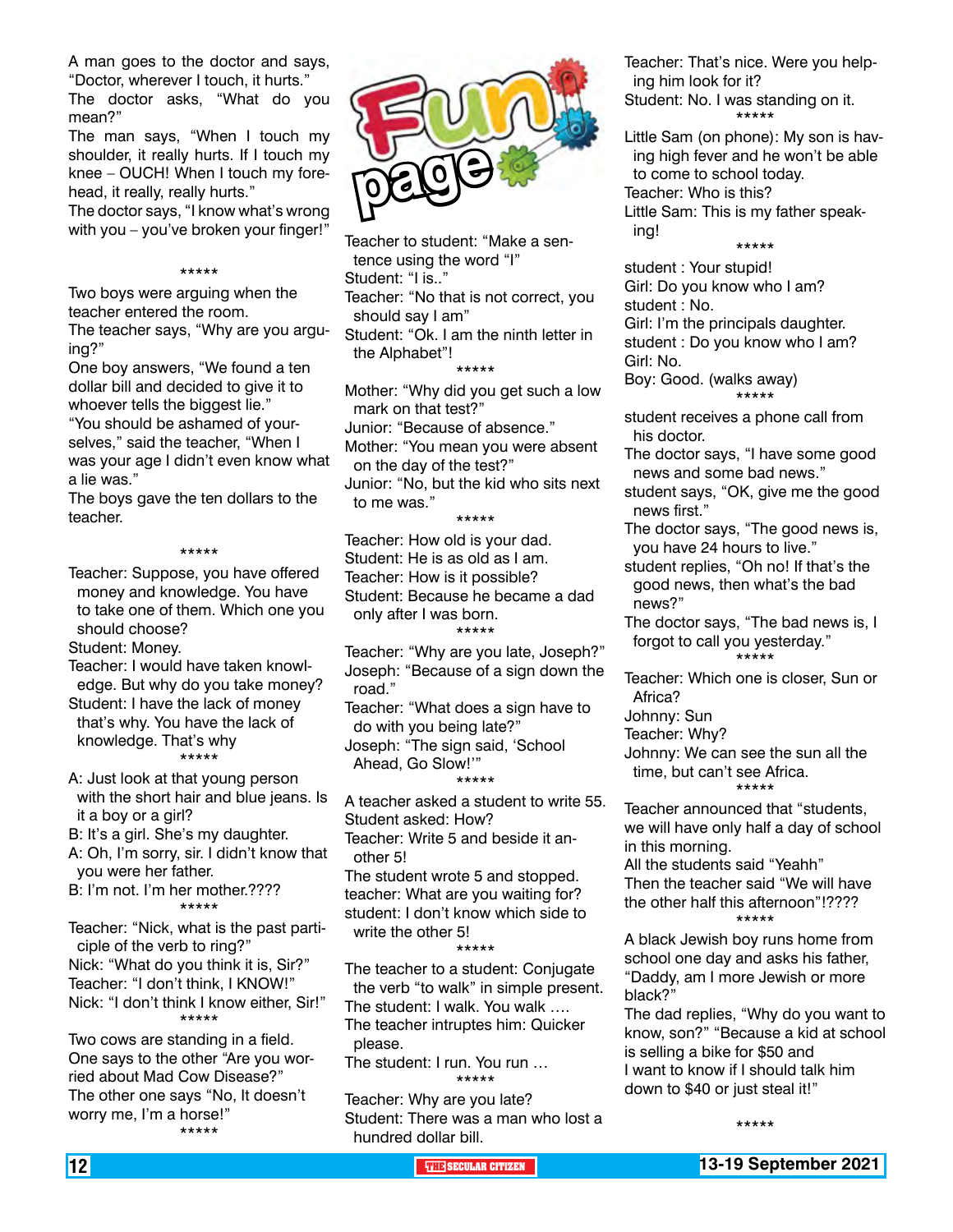# Fun page

A man goes to the doctor and says, "Doctor, wherever I touch, it hurts."
The doctor asks, "What do you mean?"
The man says, "When I touch my shoulder, it really hurts. If I touch my knee – OUCH! When I touch my forehead, it really, really hurts."
The doctor says, "I know what's wrong with you – you've broken your finger!"

*****

Two boys were arguing when the teacher entered the room.
The teacher says, "Why are you arguing?"
One boy answers, "We found a ten dollar bill and decided to give it to whoever tells the biggest lie."
"You should be ashamed of yourselves," said the teacher, "When I was your age I didn't even know what a lie was."
The boys gave the ten dollars to the teacher.

*****

Teacher: Suppose, you have offered money and knowledge. You have to take one of them. Which one you should choose?
Student: Money.
Teacher: I would have taken knowledge. But why do you take money?
Student: I have the lack of money that's why. You have the lack of knowledge. That's why

*****

A: Just look at that young person with the short hair and blue jeans. Is it a boy or a girl?
B: It's a girl. She's my daughter.
A: Oh, I'm sorry, sir. I didn't know that you were her father.
B: I'm not. I'm her mother.????

*****

Teacher: "Nick, what is the past participle of the verb to ring?"
Nick: "What do you think it is, Sir?"
Teacher: "I don't think, I KNOW!"
Nick: "I don't think I know either, Sir!"

*****

Two cows are standing in a field. One says to the other "Are you worried about Mad Cow Disease?"
The other one says "No, It doesn't worry me, I'm a horse!"

*****

Teacher to student: "Make a sentence using the word "I"
Student: "I is.."
Teacher: "No that is not correct, you should say I am"
Student: "Ok. I am the ninth letter in the Alphabet"!

*****

Mother: "Why did you get such a low mark on that test?"
Junior: "Because of absence."
Mother: "You mean you were absent on the day of the test?"
Junior: "No, but the kid who sits next to me was."

*****

Teacher: How old is your dad.
Student: He is as old as I am.
Teacher: How is it possible?
Student: Because he became a dad only after I was born.

*****

Teacher: "Why are you late, Joseph?"
Joseph: "Because of a sign down the road."
Teacher: "What does a sign have to do with you being late?"
Joseph: "The sign said, 'School Ahead, Go Slow!'"

*****

A teacher asked a student to write 55.
Student asked: How?
Teacher: Write 5 and beside it another 5!
The student wrote 5 and stopped.
teacher: What are you waiting for?
student: I don't know which side to write the other 5!

*****

The teacher to a student: Conjugate the verb "to walk" in simple present.
The student: I walk. You walk ….
The teacher intruptes him: Quicker please.
The student: I run. You run …

*****

Teacher: Why are you late?
Student: There was a man who lost a hundred dollar bill.
Teacher: That's nice. Were you helping him look for it?
Student: No. I was standing on it.

*****

Little Sam (on phone): My son is having high fever and he won't be able to come to school today.
Teacher: Who is this?
Little Sam: This is my father speaking!

*****

student : Your stupid!
Girl: Do you know who I am?
student : No.
Girl: I'm the principals daughter.
student : Do you know who I am?
Girl: No.
Boy: Good. (walks away)

*****

student receives a phone call from his doctor.
The doctor says, "I have some good news and some bad news."
student says, "OK, give me the good news first."
The doctor says, "The good news is, you have 24 hours to live."
student replies, "Oh no! If that's the good news, then what's the bad news?"
The doctor says, "The bad news is, I forgot to call you yesterday."

*****

Teacher: Which one is closer, Sun or Africa?
Johnny: Sun
Teacher: Why?
Johnny: We can see the sun all the time, but can't see Africa.

*****

Teacher announced that "students, we will have only half a day of school in this morning.
All the students said "Yeahh"
Then the teacher said "We will have the other half this afternoon"!????

*****

A black Jewish boy runs home from school one day and asks his father, "Daddy, am I more Jewish or more black?"
The dad replies, "Why do you want to know, son?" "Because a kid at school is selling a bike for $50 and I want to know if I should talk him down to $40 or just steal it!"

*****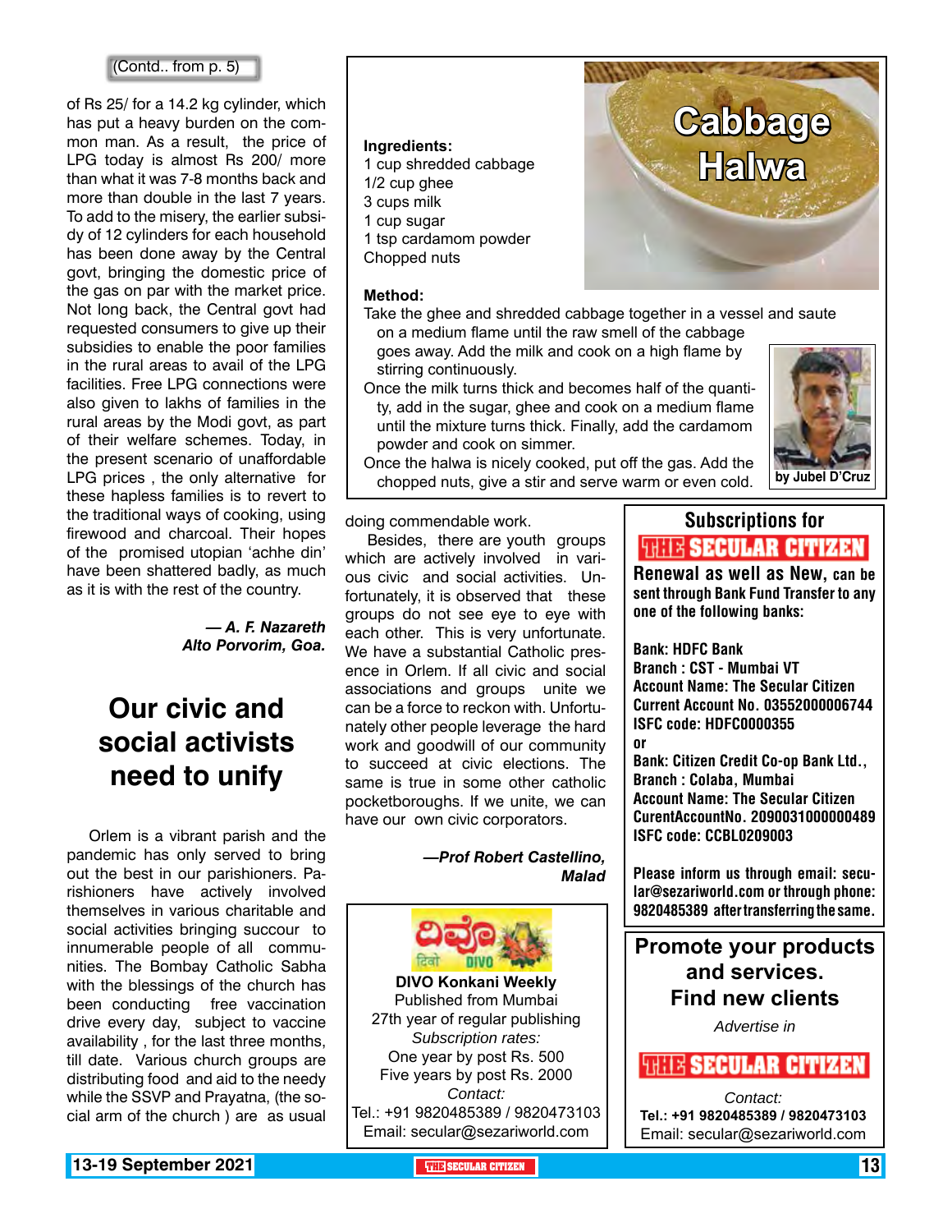(Contd.. from p. 5)

of Rs 25/ for a 14.2 kg cylinder, which has put a heavy burden on the common man. As a result, the price of LPG today is almost Rs 200/ more than what it was 7-8 months back and more than double in the last 7 years. To add to the misery, the earlier subsidy of 12 cylinders for each household has been done away by the Central govt, bringing the domestic price of the gas on par with the market price. Not long back, the Central govt had requested consumers to give up their subsidies to enable the poor families in the rural areas to avail of the LPG facilities. Free LPG connections were also given to lakhs of families in the rural areas by the Modi govt, as part of their welfare schemes. Today, in the present scenario of unaffordable LPG prices , the only alternative for these hapless families is to revert to the traditional ways of cooking, using firewood and charcoal. Their hopes of the promised utopian 'achhe din' have been shattered badly, as much as it is with the rest of the country.

*— A. F. Nazareth*
*Alto Porvorim, Goa.*

# Our civic and social activists need to unify

Orlem is a vibrant parish and the pandemic has only served to bring out the best in our parishioners. Parishioners have actively involved themselves in various charitable and social activities bringing succour to innumerable people of all communities. The Bombay Catholic Sabha with the blessings of the church has been conducting free vaccination drive every day, subject to vaccine availability , for the last three months, till date. Various church groups are distributing food and aid to the needy while the SSVP and Prayatna, (the social arm of the church ) are as usual doing commendable work.

Besides, there are youth groups which are actively involved in various civic and social activities. Unfortunately, it is observed that these groups do not see eye to eye with each other. This is very unfortunate. We have a substantial Catholic presence in Orlem. If all civic and social associations and groups unite we can be a force to reckon with. Unfortunately other people leverage the hard work and goodwill of our community to succeed at civic elections. The same is true in some other catholic pocketboroughs. If we unite, we can have our own civic corporators.

*—Prof Robert Castellino,*
*Malad*

# Cabbage Halwa

**Ingredients:**
1 cup shredded cabbage
1/2 cup ghee
3 cups milk
1 cup sugar
1 tsp cardamom powder
Chopped nuts

**Method:**
Take the ghee and shredded cabbage together in a vessel and saute on a medium flame until the raw smell of the cabbage goes away. Add the milk and cook on a high flame by stirring continuously.
Once the milk turns thick and becomes half of the quantity, add in the sugar, ghee and cook on a medium flame until the mixture turns thick. Finally, add the cardamom powder and cook on simmer.
Once the halwa is nicely cooked, put off the gas. Add the chopped nuts, give a stir and serve warm or even cold.

**by Jubel D'Cruz**

**DIVO Konkani Weekly**
Published from Mumbai
27th year of regular publishing
*Subscription rates:*
One year by post Rs. 500
Five years by post Rs. 2000
*Contact:*
Tel.: +91 9820485389 / 9820473103
Email: secular@sezariworld.com

## Subscriptions for THE SECULAR CITIZEN

**Renewal as well as New, can be sent through Bank Fund Transfer to any one of the following banks:**

**Bank: HDFC Bank**
**Branch : CST - Mumbai VT**
**Account Name: The Secular Citizen**
**Current Account No. 03552000006744**
**ISFC code: HDFC0000355**
**or**
**Bank: Citizen Credit Co-op Bank Ltd.,**
**Branch : Colaba, Mumbai**
**Account Name: The Secular Citizen**
**CurentAccountNo. 2090031000000489**
**ISFC code: CCBL0209003**

**Please inform us through email: secular@sezariworld.com or through phone: 9820485389 after transferring the same.**

## Promote your products and services. Find new clients

*Advertise in*

**THE SECULAR CITIZEN**

*Contact:*
**Tel.: +91 9820485389 / 9820473103**
Email: secular@sezariworld.com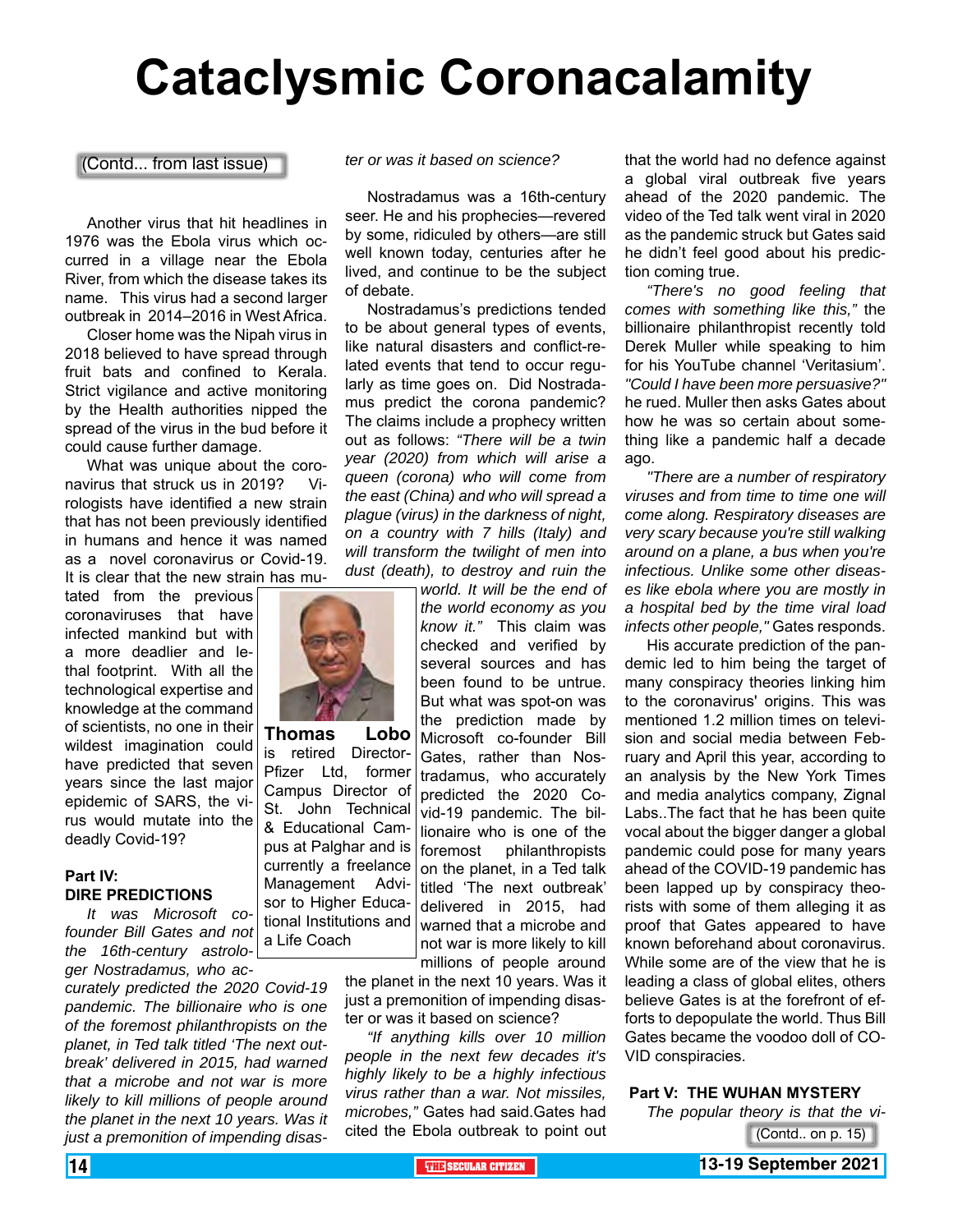# Cataclysmic Coronacalamity

(Contd... from last issue)

Another virus that hit headlines in 1976 was the Ebola virus which occurred in a village near the Ebola River, from which the disease takes its name. This virus had a second larger outbreak in 2014–2016 in West Africa.

Closer home was the Nipah virus in 2018 believed to have spread through fruit bats and confined to Kerala. Strict vigilance and active monitoring by the Health authorities nipped the spread of the virus in the bud before it could cause further damage.

What was unique about the coronavirus that struck us in 2019? Virologists have identified a new strain that has not been previously identified in humans and hence it was named as a novel coronavirus or Covid-19. It is clear that the new strain has mutated from the previous coronaviruses that have infected mankind but with a more deadlier and lethal footprint. With all the technological expertise and knowledge at the command of scientists, no one in their wildest imagination could have predicted that seven years since the last major epidemic of SARS, the virus would mutate into the deadly Covid-19?

**Thomas Lobo** is retired Director-Pfizer Ltd, former Campus Director of St. John Technical & Educational Campus at Palghar and is currently a freelance Management Advisor to Higher Educational Institutions and a Life Coach

## Part IV: DIRE PREDICTIONS

*It was Microsoft co-founder Bill Gates and not the 16th-century astrologer Nostradamus, who accurately predicted the 2020 Covid-19 pandemic. The billionaire who is one of the foremost philanthropists on the planet, in Ted talk titled 'The next outbreak' delivered in 2015, had warned that a microbe and not war is more likely to kill millions of people around the planet in the next 10 years. Was it just a premonition of impending disaster or was it based on science?*

Nostradamus was a 16th-century seer. He and his prophecies—revered by some, ridiculed by others—are still well known today, centuries after he lived, and continue to be the subject of debate.

Nostradamus's predictions tended to be about general types of events, like natural disasters and conflict-related events that tend to occur regularly as time goes on. Did Nostradamus predict the corona pandemic? The claims include a prophecy written out as follows: *"There will be a twin year (2020) from which will arise a queen (corona) who will come from the east (China) and who will spread a plague (virus) in the darkness of night, on a country with 7 hills (Italy) and will transform the twilight of men into dust (death), to destroy and ruin the world. It will be the end of the world economy as you know it."* This claim was checked and verified by several sources and has been found to be untrue. But what was spot-on was the prediction made by Microsoft co-founder Bill Gates, rather than Nostradamus, who accurately predicted the 2020 Covid-19 pandemic. The billionaire who is one of the foremost philanthropists on the planet, in a Ted talk titled 'The next outbreak' delivered in 2015, had warned that a microbe and not war is more likely to kill millions of people around the planet in the next 10 years. Was it just a premonition of impending disaster or was it based on science?

*"If anything kills over 10 million people in the next few decades it's highly likely to be a highly infectious virus rather than a war. Not missiles, microbes,"* Gates had said.Gates had cited the Ebola outbreak to point out that the world had no defence against a global viral outbreak five years ahead of the 2020 pandemic. The video of the Ted talk went viral in 2020 as the pandemic struck but Gates said he didn't feel good about his prediction coming true.

*"There's no good feeling that comes with something like this,"* the billionaire philanthropist recently told Derek Muller while speaking to him for his YouTube channel 'Veritasium'. *"Could I have been more persuasive?"* he rued. Muller then asks Gates about how he was so certain about something like a pandemic half a decade ago.

*"There are a number of respiratory viruses and from time to time one will come along. Respiratory diseases are very scary because you're still walking around on a plane, a bus when you're infectious. Unlike some other diseases like ebola where you are mostly in a hospital bed by the time viral load infects other people,"* Gates responds.

His accurate prediction of the pandemic led to him being the target of many conspiracy theories linking him to the coronavirus' origins. This was mentioned 1.2 million times on television and social media between February and April this year, according to an analysis by the New York Times and media analytics company, Zignal Labs..The fact that he has been quite vocal about the bigger danger a global pandemic could pose for many years ahead of the COVID-19 pandemic has been lapped up by conspiracy theorists with some of them alleging it as proof that Gates appeared to have known beforehand about coronavirus. While some are of the view that he is leading a class of global elites, others believe Gates is at the forefront of efforts to depopulate the world. Thus Bill Gates became the voodoo doll of COVID conspiracies.

## Part V: THE WUHAN MYSTERY

*The popular theory is that the vi-*

(Contd.. on p. 15)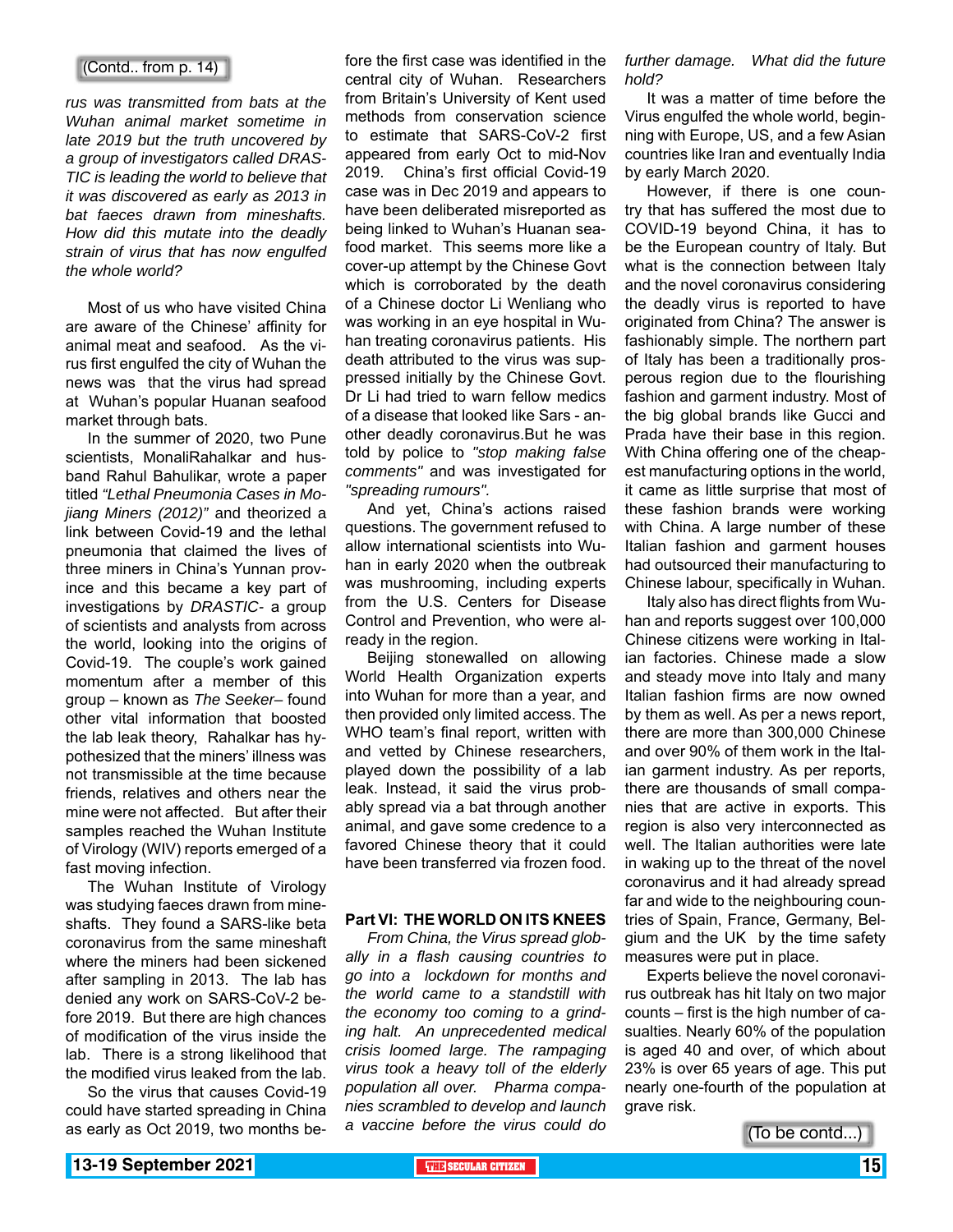(Contd.. from p. 14)

*rus was transmitted from bats at the Wuhan animal market sometime in late 2019 but the truth uncovered by a group of investigators called DRASTIC is leading the world to believe that it was discovered as early as 2013 in bat faeces drawn from mineshafts. How did this mutate into the deadly strain of virus that has now engulfed the whole world?*

Most of us who have visited China are aware of the Chinese' affinity for animal meat and seafood. As the virus first engulfed the city of Wuhan the news was that the virus had spread at Wuhan's popular Huanan seafood market through bats.

In the summer of 2020, two Pune scientists, MonaliRahalkar and husband Rahul Bahulikar, wrote a paper titled *"Lethal Pneumonia Cases in Mojiang Miners (2012)"* and theorized a link between Covid-19 and the lethal pneumonia that claimed the lives of three miners in China's Yunnan province and this became a key part of investigations by *DRASTIC*- a group of scientists and analysts from across the world, looking into the origins of Covid-19. The couple's work gained momentum after a member of this group – known as *The Seeker*– found other vital information that boosted the lab leak theory, Rahalkar has hypothesized that the miners' illness was not transmissible at the time because friends, relatives and others near the mine were not affected. But after their samples reached the Wuhan Institute of Virology (WIV) reports emerged of a fast moving infection.

The Wuhan Institute of Virology was studying faeces drawn from mineshafts. They found a SARS-like beta coronavirus from the same mineshaft where the miners had been sickened after sampling in 2013. The lab has denied any work on SARS-CoV-2 before 2019. But there are high chances of modification of the virus inside the lab. There is a strong likelihood that the modified virus leaked from the lab.

So the virus that causes Covid-19 could have started spreading in China as early as Oct 2019, two months before the first case was identified in the central city of Wuhan. Researchers from Britain's University of Kent used methods from conservation science to estimate that SARS-CoV-2 first appeared from early Oct to mid-Nov 2019. China's first official Covid-19 case was in Dec 2019 and appears to have been deliberated misreported as being linked to Wuhan's Huanan seafood market. This seems more like a cover-up attempt by the Chinese Govt which is corroborated by the death of a Chinese doctor Li Wenliang who was working in an eye hospital in Wuhan treating coronavirus patients. His death attributed to the virus was suppressed initially by the Chinese Govt. Dr Li had tried to warn fellow medics of a disease that looked like Sars - another deadly coronavirus.But he was told by police to *"stop making false comments"* and was investigated for *"spreading rumours"*.

And yet, China's actions raised questions. The government refused to allow international scientists into Wuhan in early 2020 when the outbreak was mushrooming, including experts from the U.S. Centers for Disease Control and Prevention, who were already in the region.

Beijing stonewalled on allowing World Health Organization experts into Wuhan for more than a year, and then provided only limited access. The WHO team's final report, written with and vetted by Chinese researchers, played down the possibility of a lab leak. Instead, it said the virus probably spread via a bat through another animal, and gave some credence to a favored Chinese theory that it could have been transferred via frozen food.

## Part VI: THE WORLD ON ITS KNEES

*From China, the Virus spread globally in a flash causing countries to go into a lockdown for months and the world came to a standstill with the economy too coming to a grinding halt. An unprecedented medical crisis loomed large. The rampaging virus took a heavy toll of the elderly population all over. Pharma companies scrambled to develop and launch a vaccine before the virus could do further damage. What did the future hold?*

It was a matter of time before the Virus engulfed the whole world, beginning with Europe, US, and a few Asian countries like Iran and eventually India by early March 2020.

However, if there is one country that has suffered the most due to COVID-19 beyond China, it has to be the European country of Italy. But what is the connection between Italy and the novel coronavirus considering the deadly virus is reported to have originated from China? The answer is fashionably simple. The northern part of Italy has been a traditionally prosperous region due to the flourishing fashion and garment industry. Most of the big global brands like Gucci and Prada have their base in this region. With China offering one of the cheapest manufacturing options in the world, it came as little surprise that most of these fashion brands were working with China. A large number of these Italian fashion and garment houses had outsourced their manufacturing to Chinese labour, specifically in Wuhan.

Italy also has direct flights from Wuhan and reports suggest over 100,000 Chinese citizens were working in Italian factories. Chinese made a slow and steady move into Italy and many Italian fashion firms are now owned by them as well. As per a news report, there are more than 300,000 Chinese and over 90% of them work in the Italian garment industry. As per reports, there are thousands of small companies that are active in exports. This region is also very interconnected as well. The Italian authorities were late in waking up to the threat of the novel coronavirus and it had already spread far and wide to the neighbouring countries of Spain, France, Germany, Belgium and the UK by the time safety measures were put in place.

Experts believe the novel coronavirus outbreak has hit Italy on two major counts – first is the high number of casualties. Nearly 60% of the population is aged 40 and over, of which about 23% is over 65 years of age. This put nearly one-fourth of the population at grave risk.

(To be contd...)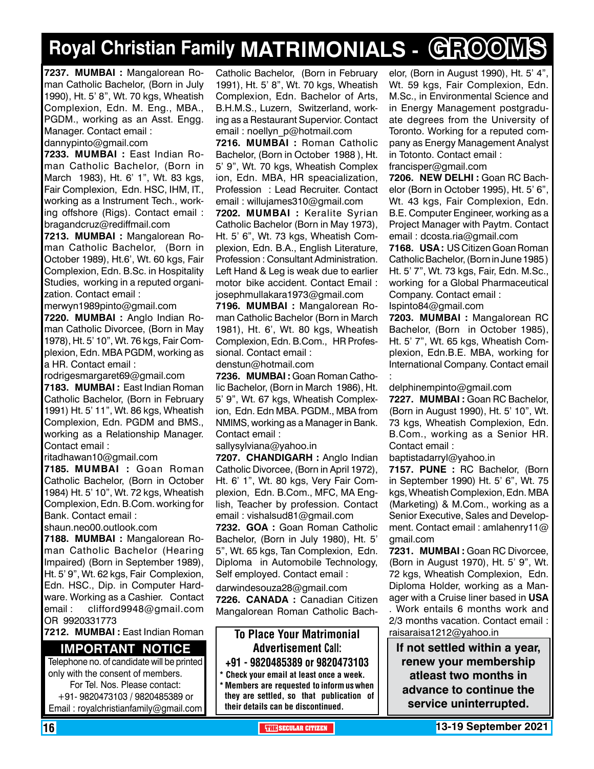# Royal Christian Family MATRIMONIALS - GROOMS

**7237. MUMBAI :** Mangalorean Roman Catholic Bachelor, (Born in July 1990), Ht. 5' 8", Wt. 70 kgs, Wheatish Complexion, Edn. M. Eng., MBA., PGDM., working as an Asst. Engg. Manager. Contact email : dannypinto@gmail.com

**7233. MUMBAI :** East Indian Roman Catholic Bachelor, (Born in March 1983), Ht. 6' 1", Wt. 83 kgs, Fair Complexion, Edn. HSC, IHM, IT., working as a Instrument Tech., working offshore (Rigs). Contact email : bragandcruz@rediffmail.com

**7213. MUMBAI :** Mangalorean Roman Catholic Bachelor, (Born in October 1989), Ht.6', Wt. 60 kgs, Fair Complexion, Edn. B.Sc. in Hospitality Studies, working in a reputed organization. Contact email : merwyn1989pinto@gmail.com

**7220. MUMBAI :** Anglo Indian Roman Catholic Divorcee, (Born in May 1978), Ht. 5' 10", Wt. 76 kgs, Fair Complexion, Edn. MBA PGDM, working as a HR. Contact email : rodrigesmargaret69@gmail.com

**7183. MUMBAI :** East Indian Roman Catholic Bachelor, (Born in February 1991) Ht. 5' 11", Wt. 86 kgs, Wheatish Complexion, Edn. PGDM and BMS., working as a Relationship Manager. Contact email : ritadhawan10@gmail.com

**7185. MUMBAI :** Goan Roman Catholic Bachelor, (Born in October 1984) Ht. 5' 10", Wt. 72 kgs, Wheatish Complexion, Edn. B.Com. working for Bank. Contact email : shaun.neo00.outlook.com

**7188. MUMBAI :** Mangalorean Roman Catholic Bachelor (Hearing Impaired) (Born in September 1989), Ht. 5' 9", Wt. 62 kgs, Fair Complexion, Edn. HSC., Dip. in Computer Hardware. Working as a Cashier. Contact email : clifford9948@gmail.com OR 9920331773

**7212. MUMBAI :** East Indian Roman Catholic Bachelor, (Born in February 1991), Ht. 5' 8", Wt. 70 kgs, Wheatish Complexion, Edn. Bachelor of Arts, B.H.M.S., Luzern, Switzerland, working as a Restaurant Supervior. Contact email : noellyn_p@hotmail.com

**7216. MUMBAI :** Roman Catholic Bachelor, (Born in October 1988 ), Ht. 5' 9", Wt. 70 kgs, Wheatish Complex ion, Edn. MBA, HR speacialization, Profession : Lead Recruiter. Contact email : willujames310@gmail.com

**7202. MUMBAI :** Keralite Syrian Catholic Bachelor (Born in May 1973), Ht. 5' 6", Wt. 73 kgs, Wheatish Complexion, Edn. B.A., English Literature, Profession : Consultant Administration. Left Hand & Leg is weak due to earlier motor bike accident. Contact Email : josephmullakara1973@gmail.com

**7196. MUMBAI :** Mangalorean Roman Catholic Bachelor (Born in March 1981), Ht. 6', Wt. 80 kgs, Wheatish Complexion, Edn. B.Com., HR Professional. Contact email : denstun@hotmail.com

**7236. MUMBAI :** Goan Roman Catholic Bachelor, (Born in March 1986), Ht. 5' 9", Wt. 67 kgs, Wheatish Complexion, Edn. Edn MBA. PGDM., MBA from NMIMS, working as a Manager in Bank. Contact email : sallysylviana@yahoo.in

**7207. CHANDIGARH :** Anglo Indian Catholic Divorcee, (Born in April 1972), Ht. 6' 1", Wt. 80 kgs, Very Fair Complexion, Edn. B.Com., MFC, MA English, Teacher by profession. Contact email : vishalsud81@gmail.com

**7232. GOA :** Goan Roman Catholic Bachelor, (Born in July 1980), Ht. 5' 5", Wt. 65 kgs, Tan Complexion, Edn. Diploma in Automobile Technology, Self employed. Contact email : darwindesouza28@gmail.com

**7226. CANADA :** Canadian Citizen Mangalorean Roman Catholic Bachelor, (Born in August 1990), Ht. 5' 4", Wt. 59 kgs, Fair Complexion, Edn. M.Sc., in Environmental Science and in Energy Management postgraduate degrees from the University of Toronto. Working for a reputed company as Energy Management Analyst in Totonto. Contact email : francisper@gmail.com

**7206. NEW DELHI :** Goan RC Bachelor (Born in October 1995), Ht. 5' 6", Wt. 43 kgs, Fair Complexion, Edn. B.E. Computer Engineer, working as a Project Manager with Paytm. Contact email : dcosta.ria@gmail.com

**7168. USA :** US Citizen Goan Roman Catholic Bachelor, (Born in June 1985) Ht. 5' 7", Wt. 73 kgs, Fair, Edn. M.Sc., working for a Global Pharmaceutical Company. Contact email : lspinto84@gmail.com

**7203. MUMBAI :** Mangalorean RC Bachelor, (Born in October 1985), Ht. 5' 7", Wt. 65 kgs, Wheatish Complexion, Edn.B.E. MBA, working for International Company. Contact email : delphinempinto@gmail.com

**7227. MUMBAI :** Goan RC Bachelor, (Born in August 1990), Ht. 5' 10", Wt. 73 kgs, Wheatish Complexion, Edn. B.Com., working as a Senior HR. Contact email : baptistadarryl@yahoo.in

**7157. PUNE :** RC Bachelor, (Born in September 1990) Ht. 5' 6", Wt. 75 kgs, Wheatish Complexion, Edn. MBA (Marketing) & M.Com., working as a Senior Executive, Sales and Development. Contact email : amlahenry11@gmail.com

**7231. MUMBAI :** Goan RC Divorcee, (Born in August 1970), Ht. 5' 9", Wt. 72 kgs, Wheatish Complexion, Edn. Diploma Holder, working as a Manager with a Cruise liner based in **USA** . Work entails 6 months work and 2/3 months vacation. Contact email : raisaraisa1212@yahoo.in

## IMPORTANT NOTICE

Telephone no. of candidate will be printed only with the consent of members.
For Tel. Nos. Please contact:
+91- 9820473103 / 9820485389 or
Email : royalchristianfamily@gmail.com

**To Place Your Matrimonial Advertisement Call:**
**+91 - 9820485389 or 9820473103**

- Check your email at least once a week.
- Members are requested to inform us when they are settled, so that publication of their details can be discontinued.

**If not settled within a year, renew your membership atleast two months in advance to continue the service uninterrupted.**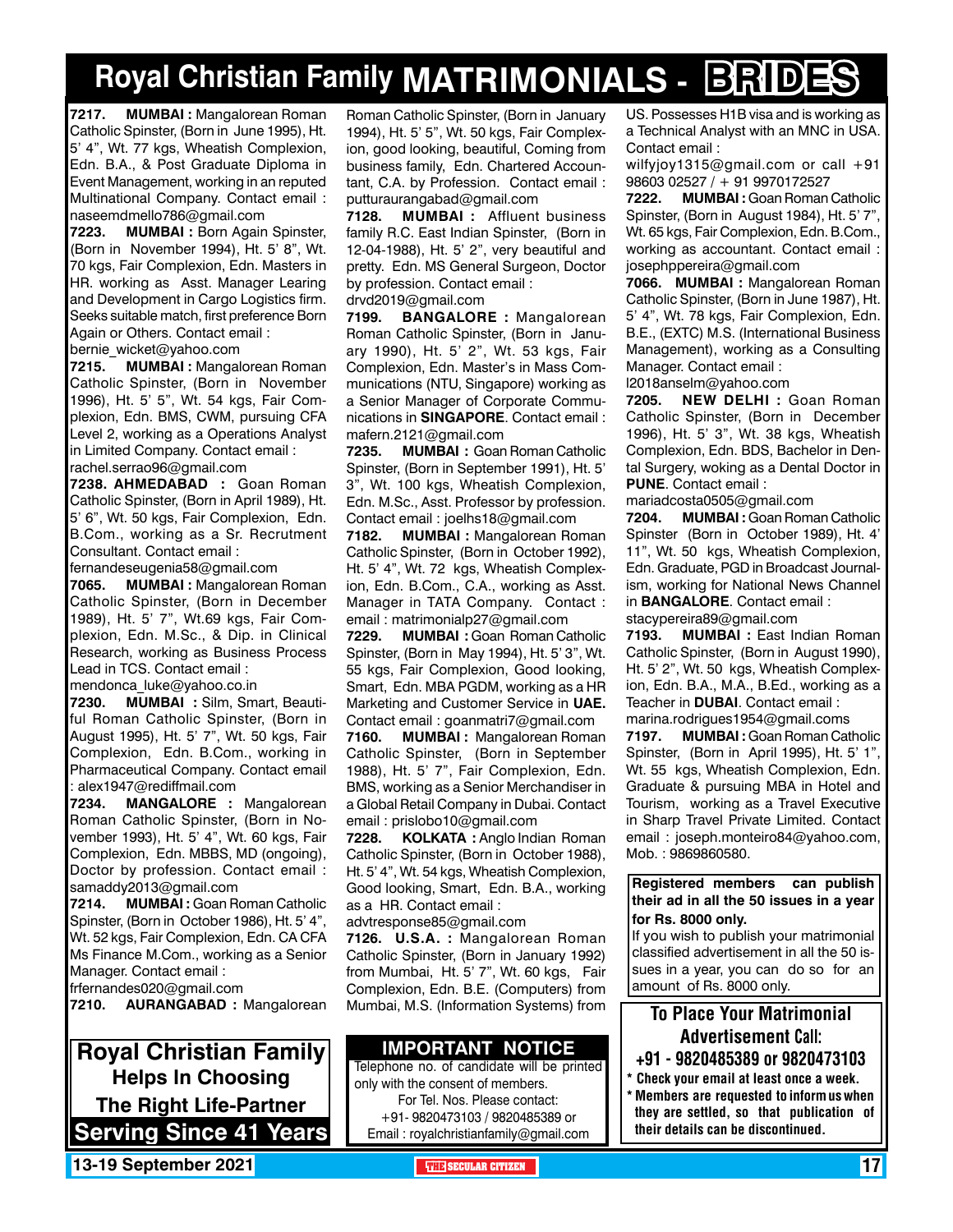# Royal Christian Family MATRIMONIALS - BRIDES

**7217. MUMBAI :** Mangalorean Roman Catholic Spinster, (Born in June 1995), Ht. 5' 4", Wt. 77 kgs, Wheatish Complexion, Edn. B.A., & Post Graduate Diploma in Event Management, working in an reputed Multinational Company. Contact email : naseemdmello786@gmail.com

**7223. MUMBAI :** Born Again Spinster, (Born in November 1994), Ht. 5' 8", Wt. 70 kgs, Fair Complexion, Edn. Masters in HR. working as Asst. Manager Learing and Development in Cargo Logistics firm. Seeks suitable match, first preference Born Again or Others. Contact email : bernie_wicket@yahoo.com

**7215. MUMBAI :** Mangalorean Roman Catholic Spinster, (Born in November 1996), Ht. 5' 5", Wt. 54 kgs, Fair Complexion, Edn. BMS, CWM, pursuing CFA Level 2, working as a Operations Analyst in Limited Company. Contact email : rachel.serrao96@gmail.com

**7238. AHMEDABAD :** Goan Roman Catholic Spinster, (Born in April 1989), Ht. 5' 6", Wt. 50 kgs, Fair Complexion, Edn. B.Com., working as a Sr. Recrutment Consultant. Contact email : fernandeseugenia58@gmail.com

**7065. MUMBAI :** Mangalorean Roman Catholic Spinster, (Born in December 1989), Ht. 5' 7", Wt.69 kgs, Fair Complexion, Edn. M.Sc., & Dip. in Clinical Research, working as Business Process Lead in TCS. Contact email : mendonca_luke@yahoo.co.in

**7230. MUMBAI :** Silm, Smart, Beautiful Roman Catholic Spinster, (Born in August 1995), Ht. 5' 7", Wt. 50 kgs, Fair Complexion, Edn. B.Com., working in Pharmaceutical Company. Contact email : alex1947@rediffmail.com

**7234. MANGALORE :** Mangalorean Roman Catholic Spinster, (Born in November 1993), Ht. 5' 4", Wt. 60 kgs, Fair Complexion, Edn. MBBS, MD (ongoing), Doctor by profession. Contact email : samaddy2013@gmail.com

**7214. MUMBAI :** Goan Roman Catholic Spinster, (Born in October 1986), Ht. 5' 4", Wt. 52 kgs, Fair Complexion, Edn. CA CFA Ms Finance M.Com., working as a Senior Manager. Contact email : frfernandes020@gmail.com

**7210. AURANGABAD :** Mangalorean Roman Catholic Spinster, (Born in January 1994), Ht. 5' 5", Wt. 50 kgs, Fair Complexion, good looking, beautiful, Coming from business family, Edn. Chartered Accountant, C.A. by Profession. Contact email : putturaurangabad@gmail.com

**7128. MUMBAI :** Affluent business family R.C. East Indian Spinster, (Born in 12-04-1988), Ht. 5' 2", very beautiful and pretty. Edn. MS General Surgeon, Doctor by profession. Contact email : drvd2019@gmail.com

**7199. BANGALORE :** Mangalorean Roman Catholic Spinster, (Born in January 1990), Ht. 5' 2", Wt. 53 kgs, Fair Complexion, Edn. Master's in Mass Communications (NTU, Singapore) working as a Senior Manager of Corporate Communications in **SINGAPORE**. Contact email : mafern.2121@gmail.com

**7235. MUMBAI :** Goan Roman Catholic Spinster, (Born in September 1991), Ht. 5' 3", Wt. 100 kgs, Wheatish Complexion, Edn. M.Sc., Asst. Professor by profession. Contact email : joelhs18@gmail.com

**7182. MUMBAI :** Mangalorean Roman Catholic Spinster, (Born in October 1992), Ht. 5' 4", Wt. 72 kgs, Wheatish Complexion, Edn. B.Com., C.A., working as Asst. Manager in TATA Company. Contact : email : matrimonialp27@gmail.com

**7229. MUMBAI :** Goan Roman Catholic Spinster, (Born in May 1994), Ht. 5' 3", Wt. 55 kgs, Fair Complexion, Good looking, Smart, Edn. MBA PGDM, working as a HR Marketing and Customer Service in **UAE.** Contact email : goanmatri7@gmail.com

**7160. MUMBAI :** Mangalorean Roman Catholic Spinster, (Born in September 1988), Ht. 5' 7", Fair Complexion, Edn. BMS, working as a Senior Merchandiser in a Global Retail Company in Dubai. Contact email : prislobo10@gmail.com

**7228. KOLKATA :** Anglo Indian Roman Catholic Spinster, (Born in October 1988), Ht. 5' 4", Wt. 54 kgs, Wheatish Complexion, Good looking, Smart, Edn. B.A., working as a HR. Contact email : advtresponse85@gmail.com

**7126. U.S.A. :** Mangalorean Roman Catholic Spinster, (Born in January 1992) from Mumbai, Ht. 5' 7", Wt. 60 kgs, Fair Complexion, Edn. B.E. (Computers) from Mumbai, M.S. (Information Systems) from US. Possesses H1B visa and is working as a Technical Analyst with an MNC in USA. Contact email : wilfyjoy1315@gmail.com or call +91 98603 02527 / + 91 9970172527

**7222. MUMBAI :** Goan Roman Catholic Spinster, (Born in August 1984), Ht. 5' 7", Wt. 65 kgs, Fair Complexion, Edn. B.Com., working as accountant. Contact email : josephppereira@gmail.com

**7066. MUMBAI :** Mangalorean Roman Catholic Spinster, (Born in June 1987), Ht. 5' 4", Wt. 78 kgs, Fair Complexion, Edn. B.E., (EXTC) M.S. (International Business Management), working as a Consulting Manager. Contact email : l2018anselm@yahoo.com

**7205. NEW DELHI :** Goan Roman Catholic Spinster, (Born in December 1996), Ht. 5' 3", Wt. 38 kgs, Wheatish Complexion, Edn. BDS, Bachelor in Dental Surgery, woking as a Dental Doctor in **PUNE**. Contact email : mariadcosta0505@gmail.com

**7204. MUMBAI :** Goan Roman Catholic Spinster (Born in October 1989), Ht. 4' 11", Wt. 50 kgs, Wheatish Complexion, Edn. Graduate, PGD in Broadcast Journalism, working for National News Channel in **BANGALORE**. Contact email : stacypereira89@gmail.com

**7193. MUMBAI :** East Indian Roman Catholic Spinster, (Born in August 1990), Ht. 5' 2", Wt. 50 kgs, Wheatish Complexion, Edn. B.A., M.A., B.Ed., working as a Teacher in **DUBAI**. Contact email : marina.rodrigues1954@gmail.coms

**7197. MUMBAI :** Goan Roman Catholic Spinster, (Born in April 1995), Ht. 5' 1", Wt. 55 kgs, Wheatish Complexion, Edn. Graduate & pursuing MBA in Hotel and Tourism, working as a Travel Executive in Sharp Travel Private Limited. Contact email : joseph.monteiro84@yahoo.com, Mob. : 9869860580.

**Registered members can publish their ad in all the 50 issues in a year for Rs. 8000 only.**
If you wish to publish your matrimonial classified advertisement in all the 50 issues in a year, you can do so for an amount of Rs. 8000 only.

**To Place Your Matrimonial Advertisement Call: +91 - 9820485389 or 9820473103**

- **Check your email at least once a week.**
- **Members are requested to inform us when they are settled, so that publication of their details can be discontinued.**

**Royal Christian Family Helps In Choosing The Right Life-Partner**
**Serving Since 41 Years**

**IMPORTANT NOTICE**
Telephone no. of candidate will be printed only with the consent of members.
For Tel. Nos. Please contact:
+91- 9820473103 / 9820485389 or
Email : royalchristianfamily@gmail.com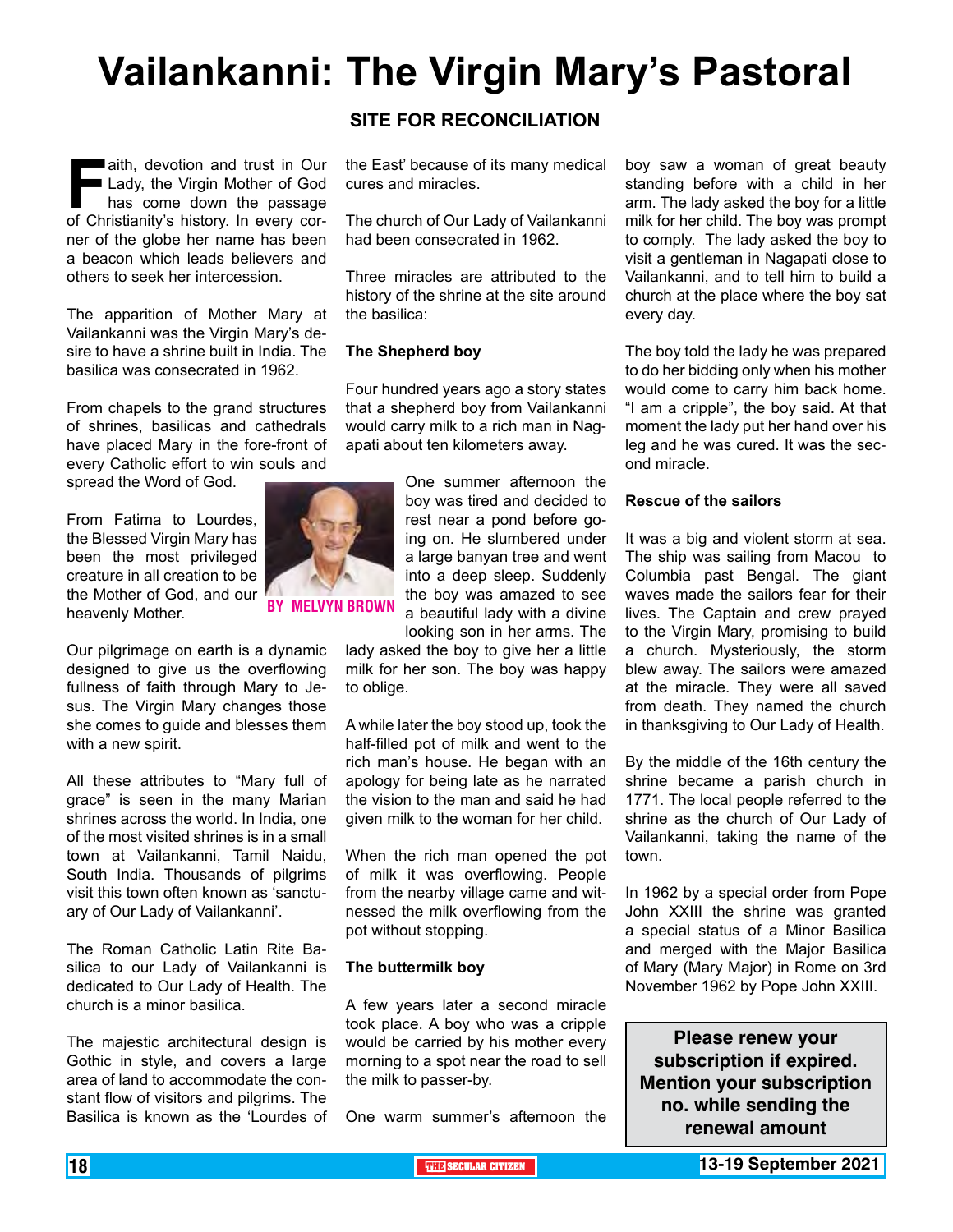# Vailankanni: The Virgin Mary's Pastoral

## SITE FOR RECONCILIATION

**BY MELVYN BROWN**

Faith, devotion and trust in Our Lady, the Virgin Mother of God has come down the passage of Christianity's history. In every corner of the globe her name has been a beacon which leads believers and others to seek her intercession.

The apparition of Mother Mary at Vailankanni was the Virgin Mary's desire to have a shrine built in India. The basilica was consecrated in 1962.

From chapels to the grand structures of shrines, basilicas and cathedrals have placed Mary in the fore-front of every Catholic effort to win souls and spread the Word of God.

From Fatima to Lourdes, the Blessed Virgin Mary has been the most privileged creature in all creation to be the Mother of God, and our heavenly Mother.

Our pilgrimage on earth is a dynamic designed to give us the overflowing fullness of faith through Mary to Jesus. The Virgin Mary changes those she comes to guide and blesses them with a new spirit.

All these attributes to "Mary full of grace" is seen in the many Marian shrines across the world. In India, one of the most visited shrines is in a small town at Vailankanni, Tamil Naidu, South India. Thousands of pilgrims visit this town often known as 'sanctuary of Our Lady of Vailankanni'.

The Roman Catholic Latin Rite Basilica to our Lady of Vailankanni is dedicated to Our Lady of Health. The church is a minor basilica.

The majestic architectural design is Gothic in style, and covers a large area of land to accommodate the constant flow of visitors and pilgrims. The Basilica is known as the 'Lourdes of the East' because of its many medical cures and miracles.

The church of Our Lady of Vailankanni had been consecrated in 1962.

Three miracles are attributed to the history of the shrine at the site around the basilica:

**The Shepherd boy**

Four hundred years ago a story states that a shepherd boy from Vailankanni would carry milk to a rich man in Nagapati about ten kilometers away.

One summer afternoon the boy was tired and decided to rest near a pond before going on. He slumbered under a large banyan tree and went into a deep sleep. Suddenly the boy was amazed to see a beautiful lady with a divine looking son in her arms. The lady asked the boy to give her a little milk for her son. The boy was happy to oblige.

A while later the boy stood up, took the half-filled pot of milk and went to the rich man's house. He began with an apology for being late as he narrated the vision to the man and said he had given milk to the woman for her child.

When the rich man opened the pot of milk it was overflowing. People from the nearby village came and witnessed the milk overflowing from the pot without stopping.

**The buttermilk boy**

A few years later a second miracle took place. A boy who was a cripple would be carried by his mother every morning to a spot near the road to sell the milk to passer-by.

One warm summer's afternoon the boy saw a woman of great beauty standing before with a child in her arm. The lady asked the boy for a little milk for her child. The boy was prompt to comply. The lady asked the boy to visit a gentleman in Nagapati close to Vailankanni, and to tell him to build a church at the place where the boy sat every day.

The boy told the lady he was prepared to do her bidding only when his mother would come to carry him back home. "I am a cripple", the boy said. At that moment the lady put her hand over his leg and he was cured. It was the second miracle.

**Rescue of the sailors**

It was a big and violent storm at sea. The ship was sailing from Macou to Columbia past Bengal. The giant waves made the sailors fear for their lives. The Captain and crew prayed to the Virgin Mary, promising to build a church. Mysteriously, the storm blew away. The sailors were amazed at the miracle. They were all saved from death. They named the church in thanksgiving to Our Lady of Health.

By the middle of the 16th century the shrine became a parish church in 1771. The local people referred to the shrine as the church of Our Lady of Vailankanni, taking the name of the town.

In 1962 by a special order from Pope John XXIII the shrine was granted a special status of a Minor Basilica and merged with the Major Basilica of Mary (Mary Major) in Rome on 3rd November 1962 by Pope John XXIII.

**Please renew your subscription if expired. Mention your subscription no. while sending the renewal amount**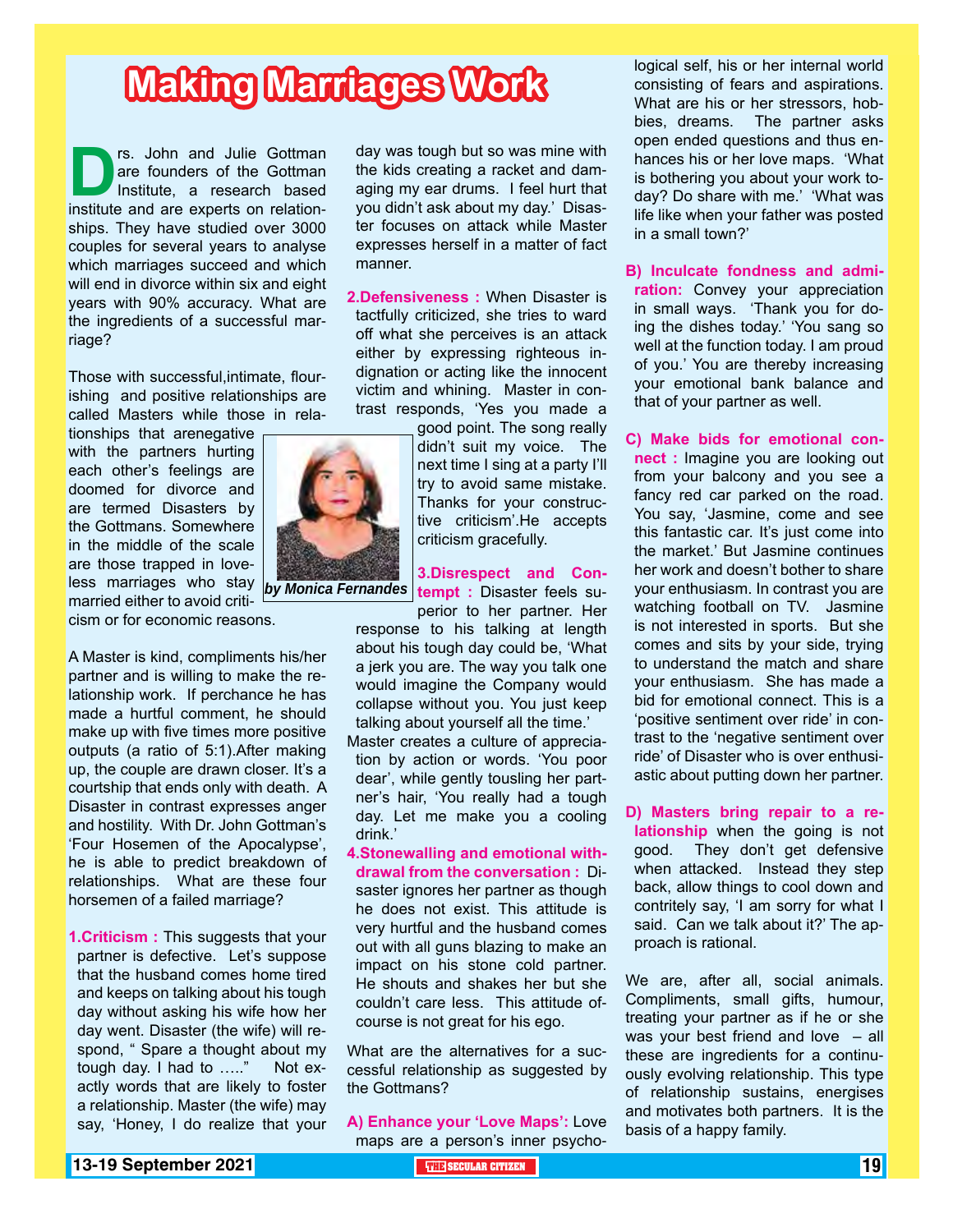# Making Marriages Work

*by Monica Fernandes*

Drs. John and Julie Gottman are founders of the Gottman Institute, a research based institute and are experts on relationships. They have studied over 3000 couples for several years to analyse which marriages succeed and which will end in divorce within six and eight years with 90% accuracy. What are the ingredients of a successful marriage?

Those with successful,intimate, flourishing and positive relationships are called Masters while those in relationships that arenegative with the partners hurting each other's feelings are doomed for divorce and are termed Disasters by the Gottmans. Somewhere in the middle of the scale are those trapped in loveless marriages who stay married either to avoid criticism or for economic reasons.

A Master is kind, compliments his/her partner and is willing to make the relationship work. If perchance he has made a hurtful comment, he should make up with five times more positive outputs (a ratio of 5:1).After making up, the couple are drawn closer. It's a courtship that ends only with death. A Disaster in contrast expresses anger and hostility. With Dr. John Gottman's 'Four Hosemen of the Apocalypse', he is able to predict breakdown of relationships. What are these four horsemen of a failed marriage?

**1.Criticism :** This suggests that your partner is defective. Let's suppose that the husband comes home tired and keeps on talking about his tough day without asking his wife how her day went. Disaster (the wife) will respond, " Spare a thought about my tough day. I had to ….." Not exactly words that are likely to foster a relationship. Master (the wife) may say, 'Honey, I do realize that your day was tough but so was mine with the kids creating a racket and damaging my ear drums. I feel hurt that you didn't ask about my day.' Disaster focuses on attack while Master expresses herself in a matter of fact manner.

**2.Defensiveness :** When Disaster is tactfully criticized, she tries to ward off what she perceives is an attack either by expressing righteous indignation or acting like the innocent victim and whining. Master in contrast responds, 'Yes you made a good point. The song really didn't suit my voice. The next time I sing at a party I'll try to avoid same mistake. Thanks for your constructive criticism'.He accepts criticism gracefully.

**3.Disrespect and Contempt :** Disaster feels superior to her partner. Her response to his talking at length about his tough day could be, 'What a jerk you are. The way you talk one would imagine the Company would collapse without you. You just keep talking about yourself all the time.'

Master creates a culture of appreciation by action or words. 'You poor dear', while gently tousling her partner's hair, 'You really had a tough day. Let me make you a cooling drink.'

**4.Stonewalling and emotional withdrawal from the conversation :** Disaster ignores her partner as though he does not exist. This attitude is very hurtful and the husband comes out with all guns blazing to make an impact on his stone cold partner. He shouts and shakes her but she couldn't care less. This attitude ofcourse is not great for his ego.

What are the alternatives for a successful relationship as suggested by the Gottmans?

**A) Enhance your 'Love Maps':** Love maps are a person's inner psychological self, his or her internal world consisting of fears and aspirations. What are his or her stressors, hobbies, dreams. The partner asks open ended questions and thus enhances his or her love maps. 'What is bothering you about your work today? Do share with me.' 'What was life like when your father was posted in a small town?'

**B) Inculcate fondness and admiration:** Convey your appreciation in small ways. 'Thank you for doing the dishes today.' 'You sang so well at the function today. I am proud of you.' You are thereby increasing your emotional bank balance and that of your partner as well.

**C) Make bids for emotional connect :** Imagine you are looking out from your balcony and you see a fancy red car parked on the road. You say, 'Jasmine, come and see this fantastic car. It's just come into the market.' But Jasmine continues her work and doesn't bother to share your enthusiasm. In contrast you are watching football on TV. Jasmine is not interested in sports. But she comes and sits by your side, trying to understand the match and share your enthusiasm. She has made a bid for emotional connect. This is a 'positive sentiment over ride' in contrast to the 'negative sentiment over ride' of Disaster who is over enthusiastic about putting down her partner.

**D) Masters bring repair to a relationship** when the going is not good. They don't get defensive when attacked. Instead they step back, allow things to cool down and contritely say, 'I am sorry for what I said. Can we talk about it?' The approach is rational.

We are, after all, social animals. Compliments, small gifts, humour, treating your partner as if he or she was your best friend and love – all these are ingredients for a continuously evolving relationship. This type of relationship sustains, energises and motivates both partners. It is the basis of a happy family.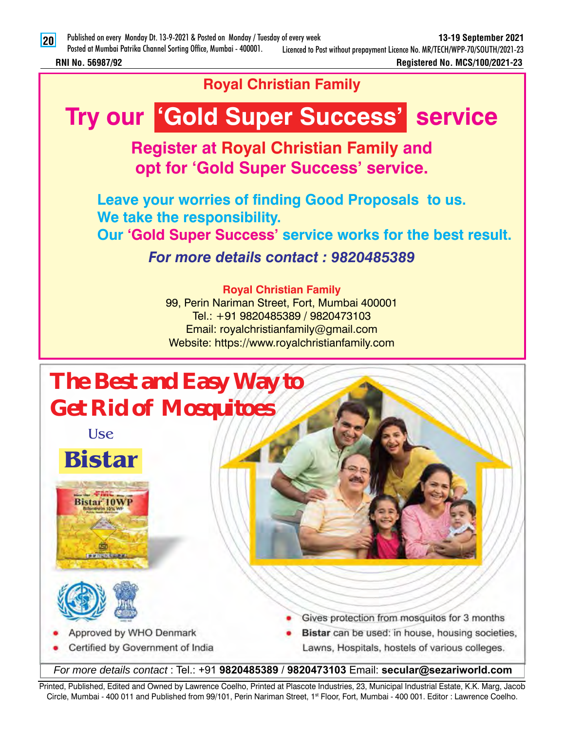## Royal Christian Family

# Try our 'Gold Super Success' service

**Register at Royal Christian Family and opt for 'Gold Super Success' service.**

**Leave your worries of finding Good Proposals to us.**
**We take the responsibility.**
**Our 'Gold Super Success' service works for the best result.**

***For more details contact : 9820485389***

**Royal Christian Family**
99, Perin Nariman Street, Fort, Mumbai 400001
Tel.: +91 9820485389 / 9820473103
Email: royalchristianfamily@gmail.com
Website: https://www.royalchristianfamily.com

# The Best and Easy Way to Get Rid of Mosquitoes

Use

## Bistar

- Approved by WHO Denmark
- Certified by Government of India
- Gives protection from mosquitos for 3 months
- **Bistar** can be used: in house, housing societies, Lawns, Hospitals, hostels of various colleges.

*For more details contact* : Tel.: +91 **9820485389** / **9820473103** Email: **secular@sezariworld.com**

Printed, Published, Edited and Owned by Lawrence Coelho, Printed at Plascote Industries, 23, Municipal Industrial Estate, K.K. Marg, Jacob Circle, Mumbai - 400 011 and Published from 99/101, Perin Nariman Street, 1st Floor, Fort, Mumbai - 400 001. Editor : Lawrence Coelho.